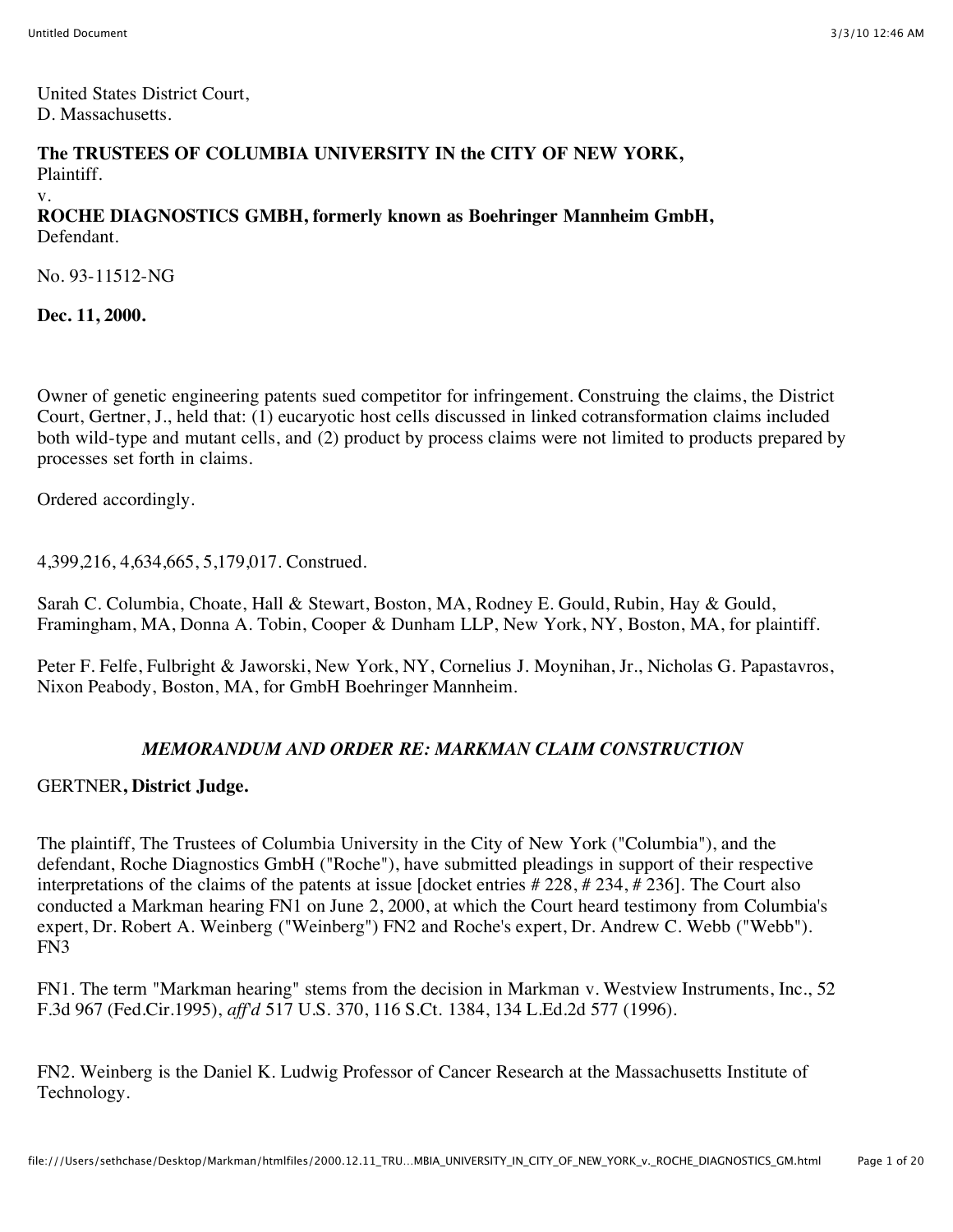United States District Court,
D. Massachusetts.

**The TRUSTEES OF COLUMBIA UNIVERSITY IN the CITY OF NEW YORK,**
Plaintiff.
v.
**ROCHE DIAGNOSTICS GMBH, formerly known as Boehringer Mannheim GmbH,**
Defendant.

No. 93-11512-NG

**Dec. 11, 2000.**

Owner of genetic engineering patents sued competitor for infringement. Construing the claims, the District Court, Gertner, J., held that: (1) eucaryotic host cells discussed in linked cotransformation claims included both wild-type and mutant cells, and (2) product by process claims were not limited to products prepared by processes set forth in claims.

Ordered accordingly.

4,399,216, 4,634,665, 5,179,017. Construed.

Sarah C. Columbia, Choate, Hall & Stewart, Boston, MA, Rodney E. Gould, Rubin, Hay & Gould, Framingham, MA, Donna A. Tobin, Cooper & Dunham LLP, New York, NY, Boston, MA, for plaintiff.

Peter F. Felfe, Fulbright & Jaworski, New York, NY, Cornelius J. Moynihan, Jr., Nicholas G. Papastavros, Nixon Peabody, Boston, MA, for GmbH Boehringer Mannheim.

## *MEMORANDUM AND ORDER RE: MARKMAN CLAIM CONSTRUCTION*

GERTNER**, District Judge.**

The plaintiff, The Trustees of Columbia University in the City of New York ("Columbia"), and the defendant, Roche Diagnostics GmbH ("Roche"), have submitted pleadings in support of their respective interpretations of the claims of the patents at issue [docket entries # 228, # 234, # 236]. The Court also conducted a Markman hearing FN1 on June 2, 2000, at which the Court heard testimony from Columbia's expert, Dr. Robert A. Weinberg ("Weinberg") FN2 and Roche's expert, Dr. Andrew C. Webb ("Webb"). FN3

FN1. The term "Markman hearing" stems from the decision in Markman v. Westview Instruments, Inc., 52 F.3d 967 (Fed.Cir.1995), *aff'd* 517 U.S. 370, 116 S.Ct. 1384, 134 L.Ed.2d 577 (1996).

FN2. Weinberg is the Daniel K. Ludwig Professor of Cancer Research at the Massachusetts Institute of Technology.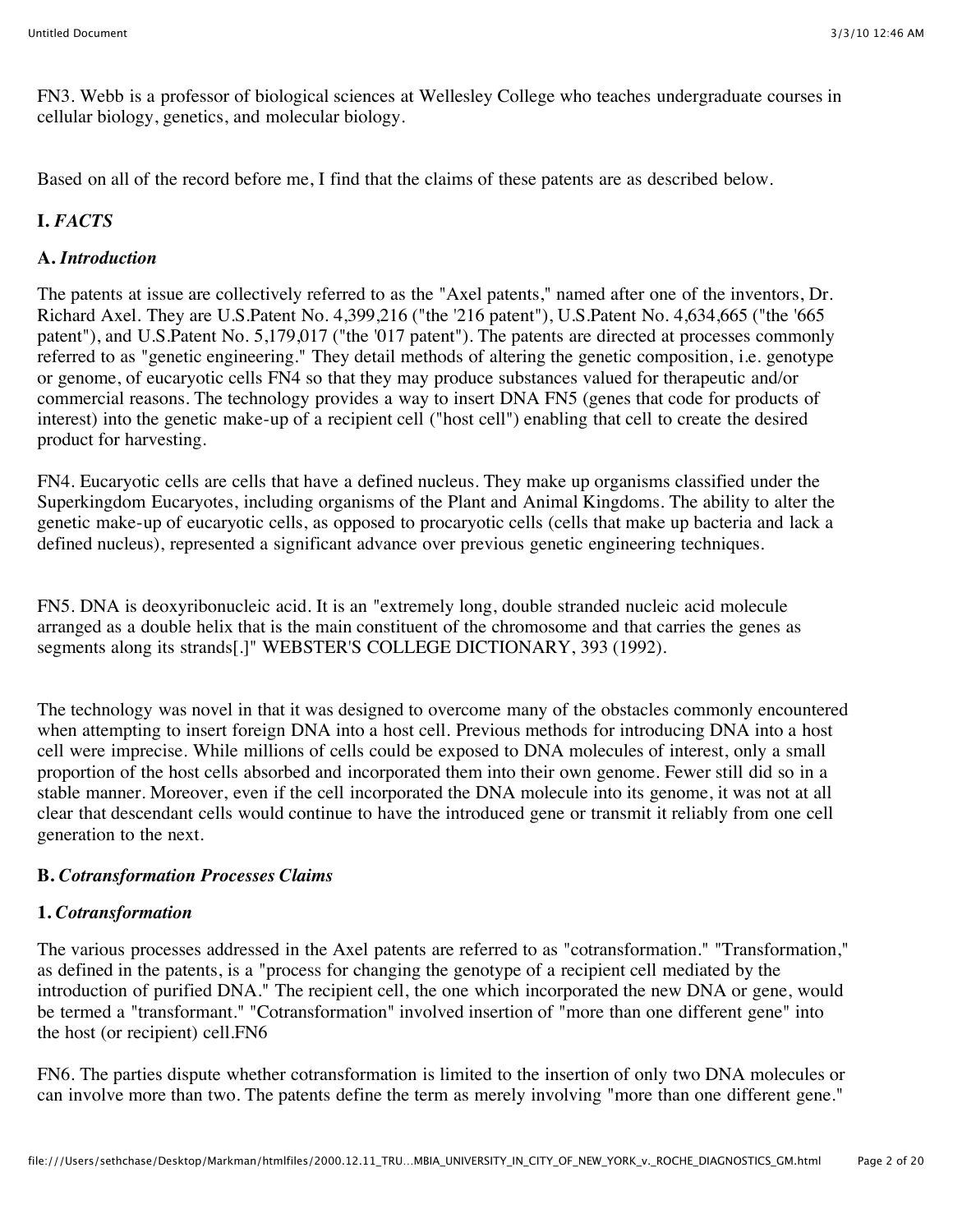FN3. Webb is a professor of biological sciences at Wellesley College who teaches undergraduate courses in cellular biology, genetics, and molecular biology.

Based on all of the record before me, I find that the claims of these patents are as described below.

## I. *FACTS*

### A. *Introduction*

The patents at issue are collectively referred to as the "Axel patents," named after one of the inventors, Dr. Richard Axel. They are U.S.Patent No. 4,399,216 ("the '216 patent"), U.S.Patent No. 4,634,665 ("the '665 patent"), and U.S.Patent No. 5,179,017 ("the '017 patent"). The patents are directed at processes commonly referred to as "genetic engineering." They detail methods of altering the genetic composition, i.e. genotype or genome, of eucaryotic cells FN4 so that they may produce substances valued for therapeutic and/or commercial reasons. The technology provides a way to insert DNA FN5 (genes that code for products of interest) into the genetic make-up of a recipient cell ("host cell") enabling that cell to create the desired product for harvesting.

FN4. Eucaryotic cells are cells that have a defined nucleus. They make up organisms classified under the Superkingdom Eucaryotes, including organisms of the Plant and Animal Kingdoms. The ability to alter the genetic make-up of eucaryotic cells, as opposed to procaryotic cells (cells that make up bacteria and lack a defined nucleus), represented a significant advance over previous genetic engineering techniques.

FN5. DNA is deoxyribonucleic acid. It is an "extremely long, double stranded nucleic acid molecule arranged as a double helix that is the main constituent of the chromosome and that carries the genes as segments along its strands[.]" WEBSTER'S COLLEGE DICTIONARY, 393 (1992).

The technology was novel in that it was designed to overcome many of the obstacles commonly encountered when attempting to insert foreign DNA into a host cell. Previous methods for introducing DNA into a host cell were imprecise. While millions of cells could be exposed to DNA molecules of interest, only a small proportion of the host cells absorbed and incorporated them into their own genome. Fewer still did so in a stable manner. Moreover, even if the cell incorporated the DNA molecule into its genome, it was not at all clear that descendant cells would continue to have the introduced gene or transmit it reliably from one cell generation to the next.

### B. *Cotransformation Processes Claims*

#### 1. *Cotransformation*

The various processes addressed in the Axel patents are referred to as "cotransformation." "Transformation," as defined in the patents, is a "process for changing the genotype of a recipient cell mediated by the introduction of purified DNA." The recipient cell, the one which incorporated the new DNA or gene, would be termed a "transformant." "Cotransformation" involved insertion of "more than one different gene" into the host (or recipient) cell.FN6

FN6. The parties dispute whether cotransformation is limited to the insertion of only two DNA molecules or can involve more than two. The patents define the term as merely involving "more than one different gene."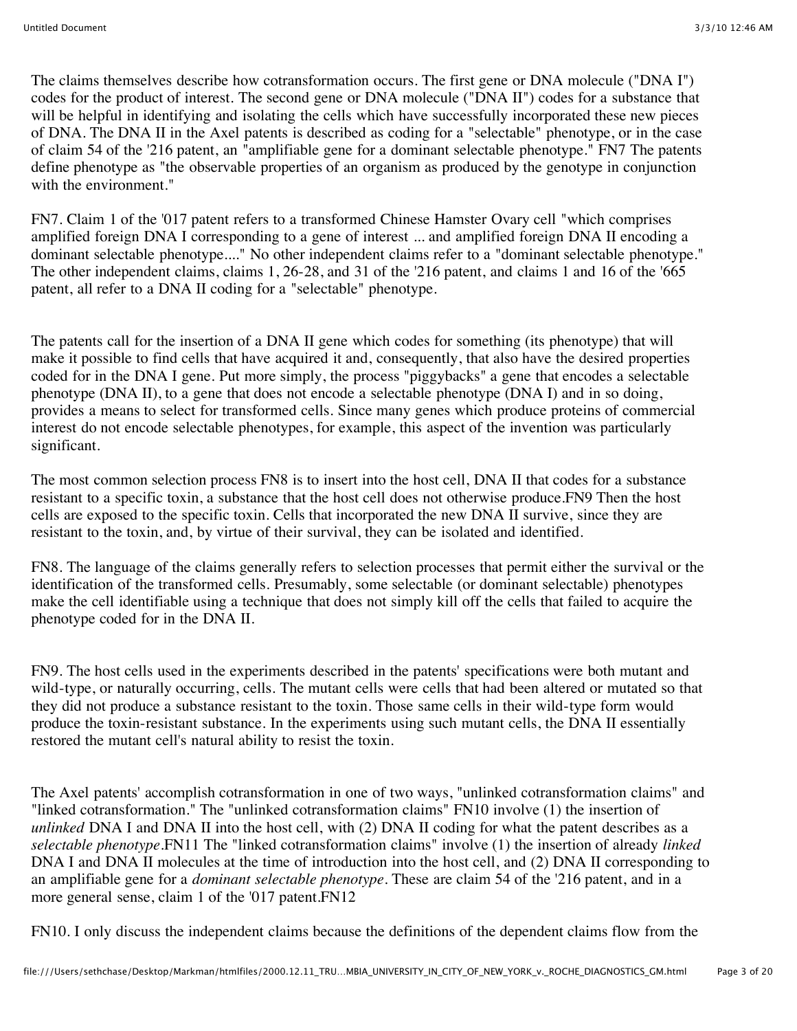The claims themselves describe how cotransformation occurs. The first gene or DNA molecule ("DNA I") codes for the product of interest. The second gene or DNA molecule ("DNA II") codes for a substance that will be helpful in identifying and isolating the cells which have successfully incorporated these new pieces of DNA. The DNA II in the Axel patents is described as coding for a "selectable" phenotype, or in the case of claim 54 of the '216 patent, an "amplifiable gene for a dominant selectable phenotype." FN7 The patents define phenotype as "the observable properties of an organism as produced by the genotype in conjunction with the environment."

FN7. Claim 1 of the '017 patent refers to a transformed Chinese Hamster Ovary cell "which comprises amplified foreign DNA I corresponding to a gene of interest ... and amplified foreign DNA II encoding a dominant selectable phenotype...." No other independent claims refer to a "dominant selectable phenotype." The other independent claims, claims 1, 26-28, and 31 of the '216 patent, and claims 1 and 16 of the '665 patent, all refer to a DNA II coding for a "selectable" phenotype.

The patents call for the insertion of a DNA II gene which codes for something (its phenotype) that will make it possible to find cells that have acquired it and, consequently, that also have the desired properties coded for in the DNA I gene. Put more simply, the process "piggybacks" a gene that encodes a selectable phenotype (DNA II), to a gene that does not encode a selectable phenotype (DNA I) and in so doing, provides a means to select for transformed cells. Since many genes which produce proteins of commercial interest do not encode selectable phenotypes, for example, this aspect of the invention was particularly significant.

The most common selection process FN8 is to insert into the host cell, DNA II that codes for a substance resistant to a specific toxin, a substance that the host cell does not otherwise produce.FN9 Then the host cells are exposed to the specific toxin. Cells that incorporated the new DNA II survive, since they are resistant to the toxin, and, by virtue of their survival, they can be isolated and identified.

FN8. The language of the claims generally refers to selection processes that permit either the survival or the identification of the transformed cells. Presumably, some selectable (or dominant selectable) phenotypes make the cell identifiable using a technique that does not simply kill off the cells that failed to acquire the phenotype coded for in the DNA II.

FN9. The host cells used in the experiments described in the patents' specifications were both mutant and wild-type, or naturally occurring, cells. The mutant cells were cells that had been altered or mutated so that they did not produce a substance resistant to the toxin. Those same cells in their wild-type form would produce the toxin-resistant substance. In the experiments using such mutant cells, the DNA II essentially restored the mutant cell's natural ability to resist the toxin.

The Axel patents' accomplish cotransformation in one of two ways, "unlinked cotransformation claims" and "linked cotransformation." The "unlinked cotransformation claims" FN10 involve (1) the insertion of *unlinked* DNA I and DNA II into the host cell, with (2) DNA II coding for what the patent describes as a *selectable phenotype*.FN11 The "linked cotransformation claims" involve (1) the insertion of already *linked* DNA I and DNA II molecules at the time of introduction into the host cell, and (2) DNA II corresponding to an amplifiable gene for a *dominant selectable phenotype*. These are claim 54 of the '216 patent, and in a more general sense, claim 1 of the '017 patent.FN12

FN10. I only discuss the independent claims because the definitions of the dependent claims flow from the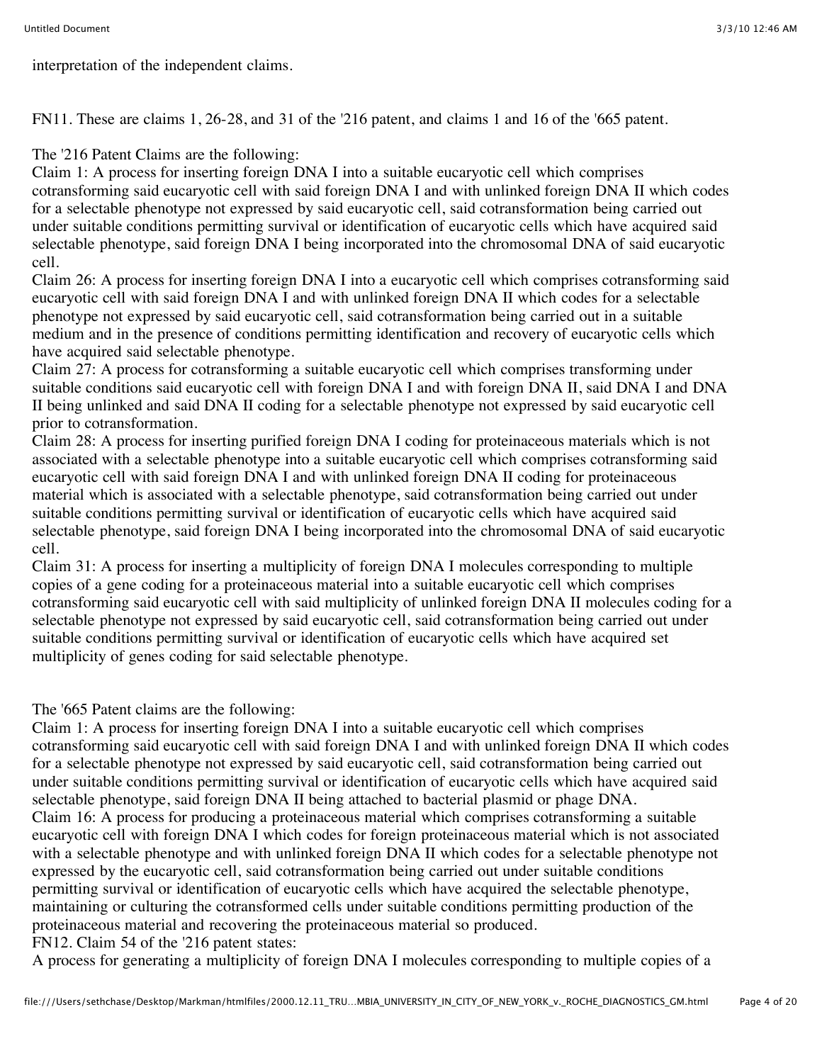interpretation of the independent claims.

FN11. These are claims 1, 26-28, and 31 of the '216 patent, and claims 1 and 16 of the '665 patent.

The '216 Patent Claims are the following:

Claim 1: A process for inserting foreign DNA I into a suitable eucaryotic cell which comprises cotransforming said eucaryotic cell with said foreign DNA I and with unlinked foreign DNA II which codes for a selectable phenotype not expressed by said eucaryotic cell, said cotransformation being carried out under suitable conditions permitting survival or identification of eucaryotic cells which have acquired said selectable phenotype, said foreign DNA I being incorporated into the chromosomal DNA of said eucaryotic cell.

Claim 26: A process for inserting foreign DNA I into a eucaryotic cell which comprises cotransforming said eucaryotic cell with said foreign DNA I and with unlinked foreign DNA II which codes for a selectable phenotype not expressed by said eucaryotic cell, said cotransformation being carried out in a suitable medium and in the presence of conditions permitting identification and recovery of eucaryotic cells which have acquired said selectable phenotype.

Claim 27: A process for cotransforming a suitable eucaryotic cell which comprises transforming under suitable conditions said eucaryotic cell with foreign DNA I and with foreign DNA II, said DNA I and DNA II being unlinked and said DNA II coding for a selectable phenotype not expressed by said eucaryotic cell prior to cotransformation.

Claim 28: A process for inserting purified foreign DNA I coding for proteinaceous materials which is not associated with a selectable phenotype into a suitable eucaryotic cell which comprises cotransforming said eucaryotic cell with said foreign DNA I and with unlinked foreign DNA II coding for proteinaceous material which is associated with a selectable phenotype, said cotransformation being carried out under suitable conditions permitting survival or identification of eucaryotic cells which have acquired said selectable phenotype, said foreign DNA I being incorporated into the chromosomal DNA of said eucaryotic cell.

Claim 31: A process for inserting a multiplicity of foreign DNA I molecules corresponding to multiple copies of a gene coding for a proteinaceous material into a suitable eucaryotic cell which comprises cotransforming said eucaryotic cell with said multiplicity of unlinked foreign DNA II molecules coding for a selectable phenotype not expressed by said eucaryotic cell, said cotransformation being carried out under suitable conditions permitting survival or identification of eucaryotic cells which have acquired set multiplicity of genes coding for said selectable phenotype.

The '665 Patent claims are the following:

Claim 1: A process for inserting foreign DNA I into a suitable eucaryotic cell which comprises cotransforming said eucaryotic cell with said foreign DNA I and with unlinked foreign DNA II which codes for a selectable phenotype not expressed by said eucaryotic cell, said cotransformation being carried out under suitable conditions permitting survival or identification of eucaryotic cells which have acquired said selectable phenotype, said foreign DNA II being attached to bacterial plasmid or phage DNA.

Claim 16: A process for producing a proteinaceous material which comprises cotransforming a suitable eucaryotic cell with foreign DNA I which codes for foreign proteinaceous material which is not associated with a selectable phenotype and with unlinked foreign DNA II which codes for a selectable phenotype not expressed by the eucaryotic cell, said cotransformation being carried out under suitable conditions permitting survival or identification of eucaryotic cells which have acquired the selectable phenotype, maintaining or culturing the cotransformed cells under suitable conditions permitting production of the proteinaceous material and recovering the proteinaceous material so produced.

FN12. Claim 54 of the '216 patent states:

A process for generating a multiplicity of foreign DNA I molecules corresponding to multiple copies of a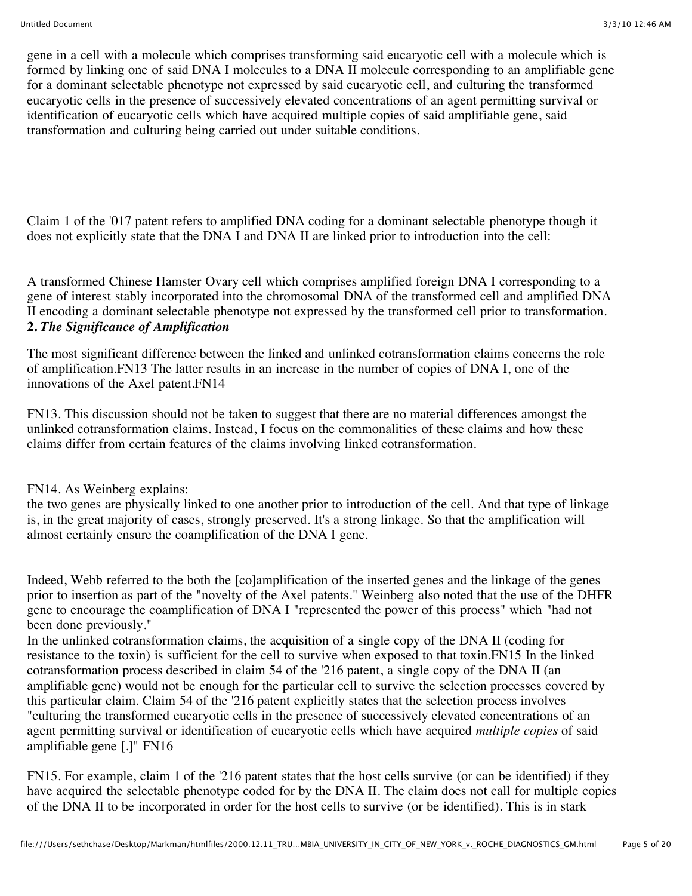gene in a cell with a molecule which comprises transforming said eucaryotic cell with a molecule which is formed by linking one of said DNA I molecules to a DNA II molecule corresponding to an amplifiable gene for a dominant selectable phenotype not expressed by said eucaryotic cell, and culturing the transformed eucaryotic cells in the presence of successively elevated concentrations of an agent permitting survival or identification of eucaryotic cells which have acquired multiple copies of said amplifiable gene, said transformation and culturing being carried out under suitable conditions.

Claim 1 of the '017 patent refers to amplified DNA coding for a dominant selectable phenotype though it does not explicitly state that the DNA I and DNA II are linked prior to introduction into the cell:

A transformed Chinese Hamster Ovary cell which comprises amplified foreign DNA I corresponding to a gene of interest stably incorporated into the chromosomal DNA of the transformed cell and amplified DNA II encoding a dominant selectable phenotype not expressed by the transformed cell prior to transformation.

**2.** ***The Significance of Amplification***

The most significant difference between the linked and unlinked cotransformation claims concerns the role of amplification.FN13 The latter results in an increase in the number of copies of DNA I, one of the innovations of the Axel patent.FN14

FN13. This discussion should not be taken to suggest that there are no material differences amongst the unlinked cotransformation claims. Instead, I focus on the commonalities of these claims and how these claims differ from certain features of the claims involving linked cotransformation.

FN14. As Weinberg explains:

the two genes are physically linked to one another prior to introduction of the cell. And that type of linkage is, in the great majority of cases, strongly preserved. It's a strong linkage. So that the amplification will almost certainly ensure the coamplification of the DNA I gene.

Indeed, Webb referred to the both the [co]amplification of the inserted genes and the linkage of the genes prior to insertion as part of the "novelty of the Axel patents." Weinberg also noted that the use of the DHFR gene to encourage the coamplification of DNA I "represented the power of this process" which "had not been done previously."

In the unlinked cotransformation claims, the acquisition of a single copy of the DNA II (coding for resistance to the toxin) is sufficient for the cell to survive when exposed to that toxin.FN15 In the linked cotransformation process described in claim 54 of the '216 patent, a single copy of the DNA II (an amplifiable gene) would not be enough for the particular cell to survive the selection processes covered by this particular claim. Claim 54 of the '216 patent explicitly states that the selection process involves "culturing the transformed eucaryotic cells in the presence of successively elevated concentrations of an agent permitting survival or identification of eucaryotic cells which have acquired *multiple copies* of said amplifiable gene [.]" FN16

FN15. For example, claim 1 of the '216 patent states that the host cells survive (or can be identified) if they have acquired the selectable phenotype coded for by the DNA II. The claim does not call for multiple copies of the DNA II to be incorporated in order for the host cells to survive (or be identified). This is in stark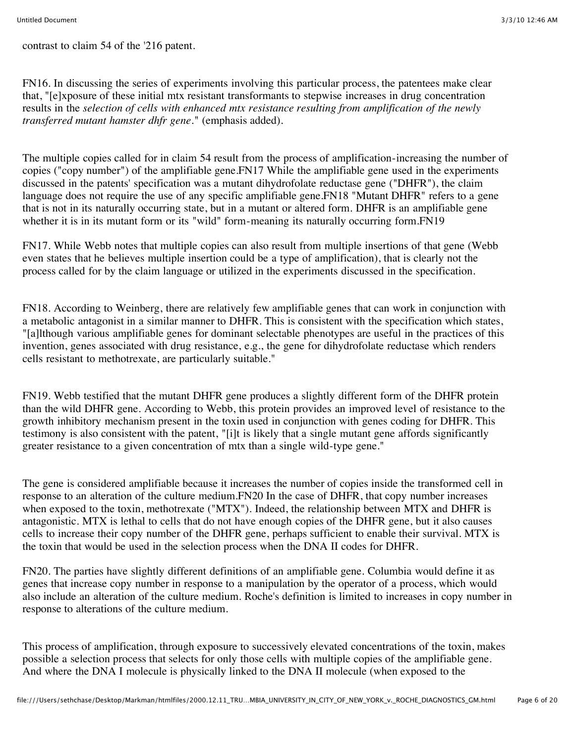contrast to claim 54 of the '216 patent.

FN16. In discussing the series of experiments involving this particular process, the patentees make clear that, "[e]xposure of these initial mtx resistant transformants to stepwise increases in drug concentration results in the *selection of cells with enhanced mtx resistance resulting from amplification of the newly transferred mutant hamster dhfr gene*." (emphasis added).

The multiple copies called for in claim 54 result from the process of amplification-increasing the number of copies ("copy number") of the amplifiable gene.FN17 While the amplifiable gene used in the experiments discussed in the patents' specification was a mutant dihydrofolate reductase gene ("DHFR"), the claim language does not require the use of any specific amplifiable gene.FN18 "Mutant DHFR" refers to a gene that is not in its naturally occurring state, but in a mutant or altered form. DHFR is an amplifiable gene whether it is in its mutant form or its "wild" form-meaning its naturally occurring form.FN19

FN17. While Webb notes that multiple copies can also result from multiple insertions of that gene (Webb even states that he believes multiple insertion could be a type of amplification), that is clearly not the process called for by the claim language or utilized in the experiments discussed in the specification.

FN18. According to Weinberg, there are relatively few amplifiable genes that can work in conjunction with a metabolic antagonist in a similar manner to DHFR. This is consistent with the specification which states, "[a]lthough various amplifiable genes for dominant selectable phenotypes are useful in the practices of this invention, genes associated with drug resistance, e.g., the gene for dihydrofolate reductase which renders cells resistant to methotrexate, are particularly suitable."

FN19. Webb testified that the mutant DHFR gene produces a slightly different form of the DHFR protein than the wild DHFR gene. According to Webb, this protein provides an improved level of resistance to the growth inhibitory mechanism present in the toxin used in conjunction with genes coding for DHFR. This testimony is also consistent with the patent, "[i]t is likely that a single mutant gene affords significantly greater resistance to a given concentration of mtx than a single wild-type gene."

The gene is considered amplifiable because it increases the number of copies inside the transformed cell in response to an alteration of the culture medium.FN20 In the case of DHFR, that copy number increases when exposed to the toxin, methotrexate ("MTX"). Indeed, the relationship between MTX and DHFR is antagonistic. MTX is lethal to cells that do not have enough copies of the DHFR gene, but it also causes cells to increase their copy number of the DHFR gene, perhaps sufficient to enable their survival. MTX is the toxin that would be used in the selection process when the DNA II codes for DHFR.

FN20. The parties have slightly different definitions of an amplifiable gene. Columbia would define it as genes that increase copy number in response to a manipulation by the operator of a process, which would also include an alteration of the culture medium. Roche's definition is limited to increases in copy number in response to alterations of the culture medium.

This process of amplification, through exposure to successively elevated concentrations of the toxin, makes possible a selection process that selects for only those cells with multiple copies of the amplifiable gene. And where the DNA I molecule is physically linked to the DNA II molecule (when exposed to the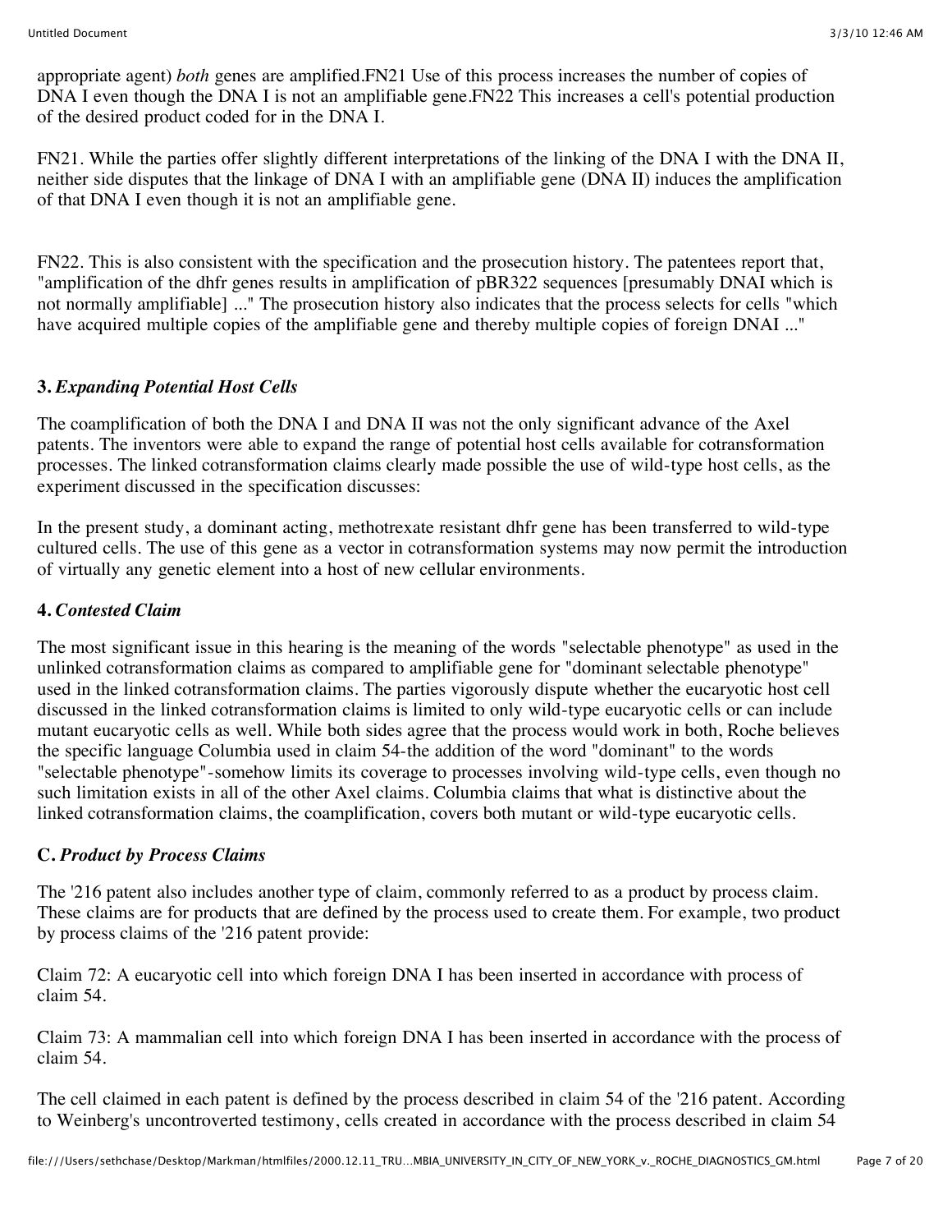appropriate agent) *both* genes are amplified.FN21 Use of this process increases the number of copies of DNA I even though the DNA I is not an amplifiable gene.FN22 This increases a cell's potential production of the desired product coded for in the DNA I.

FN21. While the parties offer slightly different interpretations of the linking of the DNA I with the DNA II, neither side disputes that the linkage of DNA I with an amplifiable gene (DNA II) induces the amplification of that DNA I even though it is not an amplifiable gene.

FN22. This is also consistent with the specification and the prosecution history. The patentees report that, "amplification of the dhfr genes results in amplification of pBR322 sequences [presumably DNAI which is not normally amplifiable] ..." The prosecution history also indicates that the process selects for cells "which have acquired multiple copies of the amplifiable gene and thereby multiple copies of foreign DNAI ..."

**3.** ***Expanding Potential Host Cells***

The coamplification of both the DNA I and DNA II was not the only significant advance of the Axel patents. The inventors were able to expand the range of potential host cells available for cotransformation processes. The linked cotransformation claims clearly made possible the use of wild-type host cells, as the experiment discussed in the specification discusses:

In the present study, a dominant acting, methotrexate resistant dhfr gene has been transferred to wild-type cultured cells. The use of this gene as a vector in cotransformation systems may now permit the introduction of virtually any genetic element into a host of new cellular environments.

**4.** ***Contested Claim***

The most significant issue in this hearing is the meaning of the words "selectable phenotype" as used in the unlinked cotransformation claims as compared to amplifiable gene for "dominant selectable phenotype" used in the linked cotransformation claims. The parties vigorously dispute whether the eucaryotic host cell discussed in the linked cotransformation claims is limited to only wild-type eucaryotic cells or can include mutant eucaryotic cells as well. While both sides agree that the process would work in both, Roche believes the specific language Columbia used in claim 54-the addition of the word "dominant" to the words "selectable phenotype"-somehow limits its coverage to processes involving wild-type cells, even though no such limitation exists in all of the other Axel claims. Columbia claims that what is distinctive about the linked cotransformation claims, the coamplification, covers both mutant or wild-type eucaryotic cells.

**C.** ***Product by Process Claims***

The '216 patent also includes another type of claim, commonly referred to as a product by process claim. These claims are for products that are defined by the process used to create them. For example, two product by process claims of the '216 patent provide:

Claim 72: A eucaryotic cell into which foreign DNA I has been inserted in accordance with process of claim 54.

Claim 73: A mammalian cell into which foreign DNA I has been inserted in accordance with the process of claim 54.

The cell claimed in each patent is defined by the process described in claim 54 of the '216 patent. According to Weinberg's uncontroverted testimony, cells created in accordance with the process described in claim 54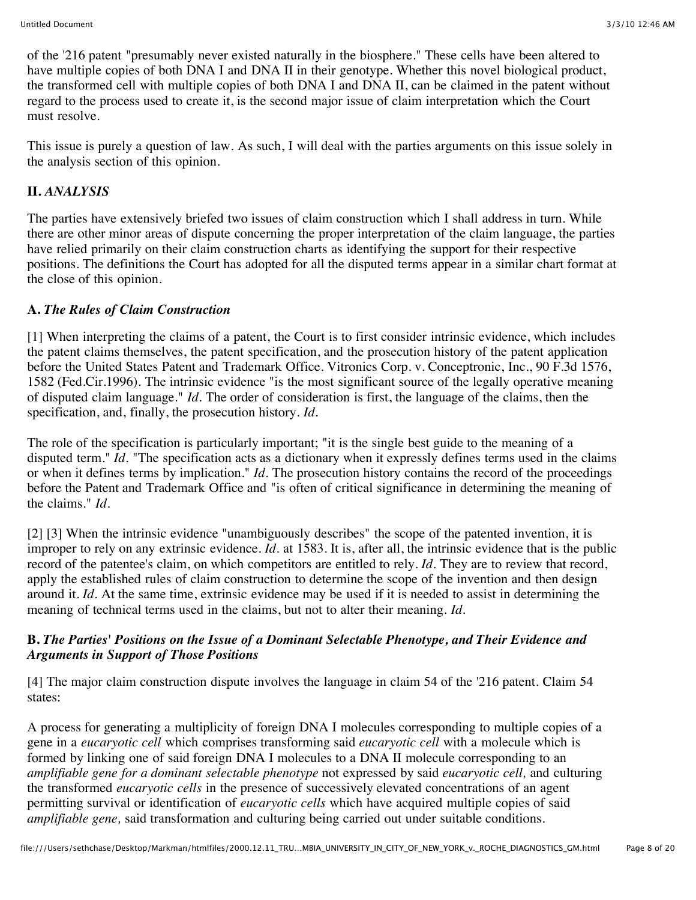of the '216 patent "presumably never existed naturally in the biosphere." These cells have been altered to have multiple copies of both DNA I and DNA II in their genotype. Whether this novel biological product, the transformed cell with multiple copies of both DNA I and DNA II, can be claimed in the patent without regard to the process used to create it, is the second major issue of claim interpretation which the Court must resolve.

This issue is purely a question of law. As such, I will deal with the parties arguments on this issue solely in the analysis section of this opinion.

## II. *ANALYSIS*

The parties have extensively briefed two issues of claim construction which I shall address in turn. While there are other minor areas of dispute concerning the proper interpretation of the claim language, the parties have relied primarily on their claim construction charts as identifying the support for their respective positions. The definitions the Court has adopted for all the disputed terms appear in a similar chart format at the close of this opinion.

### A. *The Rules of Claim Construction*

[1] When interpreting the claims of a patent, the Court is to first consider intrinsic evidence, which includes the patent claims themselves, the patent specification, and the prosecution history of the patent application before the United States Patent and Trademark Office. Vitronics Corp. v. Conceptronic, Inc., 90 F.3d 1576, 1582 (Fed.Cir.1996). The intrinsic evidence "is the most significant source of the legally operative meaning of disputed claim language." *Id.* The order of consideration is first, the language of the claims, then the specification, and, finally, the prosecution history. *Id.*

The role of the specification is particularly important; "it is the single best guide to the meaning of a disputed term." *Id.* "The specification acts as a dictionary when it expressly defines terms used in the claims or when it defines terms by implication." *Id.* The prosecution history contains the record of the proceedings before the Patent and Trademark Office and "is often of critical significance in determining the meaning of the claims." *Id.*

[2] [3] When the intrinsic evidence "unambiguously describes" the scope of the patented invention, it is improper to rely on any extrinsic evidence. *Id.* at 1583. It is, after all, the intrinsic evidence that is the public record of the patentee's claim, on which competitors are entitled to rely. *Id.* They are to review that record, apply the established rules of claim construction to determine the scope of the invention and then design around it. *Id.* At the same time, extrinsic evidence may be used if it is needed to assist in determining the meaning of technical terms used in the claims, but not to alter their meaning. *Id.*

### B. *The Parties' Positions on the Issue of a Dominant Selectable Phenotype, and Their Evidence and Arguments in Support of Those Positions*

[4] The major claim construction dispute involves the language in claim 54 of the '216 patent. Claim 54 states:

A process for generating a multiplicity of foreign DNA I molecules corresponding to multiple copies of a gene in a *eucaryotic cell* which comprises transforming said *eucaryotic cell* with a molecule which is formed by linking one of said foreign DNA I molecules to a DNA II molecule corresponding to an *amplifiable gene for a dominant selectable phenotype* not expressed by said *eucaryotic cell,* and culturing the transformed *eucaryotic cells* in the presence of successively elevated concentrations of an agent permitting survival or identification of *eucaryotic cells* which have acquired multiple copies of said *amplifiable gene,* said transformation and culturing being carried out under suitable conditions.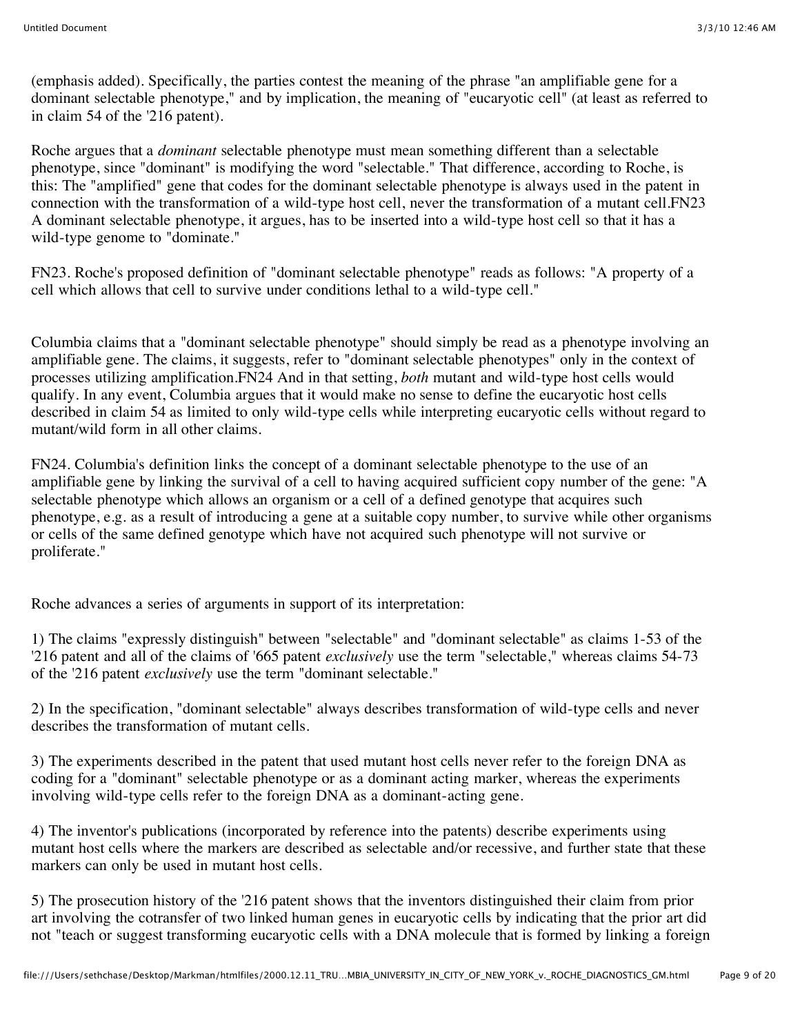(emphasis added). Specifically, the parties contest the meaning of the phrase "an amplifiable gene for a dominant selectable phenotype," and by implication, the meaning of "eucaryotic cell" (at least as referred to in claim 54 of the '216 patent).

Roche argues that a *dominant* selectable phenotype must mean something different than a selectable phenotype, since "dominant" is modifying the word "selectable." That difference, according to Roche, is this: The "amplified" gene that codes for the dominant selectable phenotype is always used in the patent in connection with the transformation of a wild-type host cell, never the transformation of a mutant cell.FN23 A dominant selectable phenotype, it argues, has to be inserted into a wild-type host cell so that it has a wild-type genome to "dominate."

FN23. Roche's proposed definition of "dominant selectable phenotype" reads as follows: "A property of a cell which allows that cell to survive under conditions lethal to a wild-type cell."

Columbia claims that a "dominant selectable phenotype" should simply be read as a phenotype involving an amplifiable gene. The claims, it suggests, refer to "dominant selectable phenotypes" only in the context of processes utilizing amplification.FN24 And in that setting, *both* mutant and wild-type host cells would qualify. In any event, Columbia argues that it would make no sense to define the eucaryotic host cells described in claim 54 as limited to only wild-type cells while interpreting eucaryotic cells without regard to mutant/wild form in all other claims.

FN24. Columbia's definition links the concept of a dominant selectable phenotype to the use of an amplifiable gene by linking the survival of a cell to having acquired sufficient copy number of the gene: "A selectable phenotype which allows an organism or a cell of a defined genotype that acquires such phenotype, e.g. as a result of introducing a gene at a suitable copy number, to survive while other organisms or cells of the same defined genotype which have not acquired such phenotype will not survive or proliferate."

Roche advances a series of arguments in support of its interpretation:

1) The claims "expressly distinguish" between "selectable" and "dominant selectable" as claims 1-53 of the '216 patent and all of the claims of '665 patent *exclusively* use the term "selectable," whereas claims 54-73 of the '216 patent *exclusively* use the term "dominant selectable."

2) In the specification, "dominant selectable" always describes transformation of wild-type cells and never describes the transformation of mutant cells.

3) The experiments described in the patent that used mutant host cells never refer to the foreign DNA as coding for a "dominant" selectable phenotype or as a dominant acting marker, whereas the experiments involving wild-type cells refer to the foreign DNA as a dominant-acting gene.

4) The inventor's publications (incorporated by reference into the patents) describe experiments using mutant host cells where the markers are described as selectable and/or recessive, and further state that these markers can only be used in mutant host cells.

5) The prosecution history of the '216 patent shows that the inventors distinguished their claim from prior art involving the cotransfer of two linked human genes in eucaryotic cells by indicating that the prior art did not "teach or suggest transforming eucaryotic cells with a DNA molecule that is formed by linking a foreign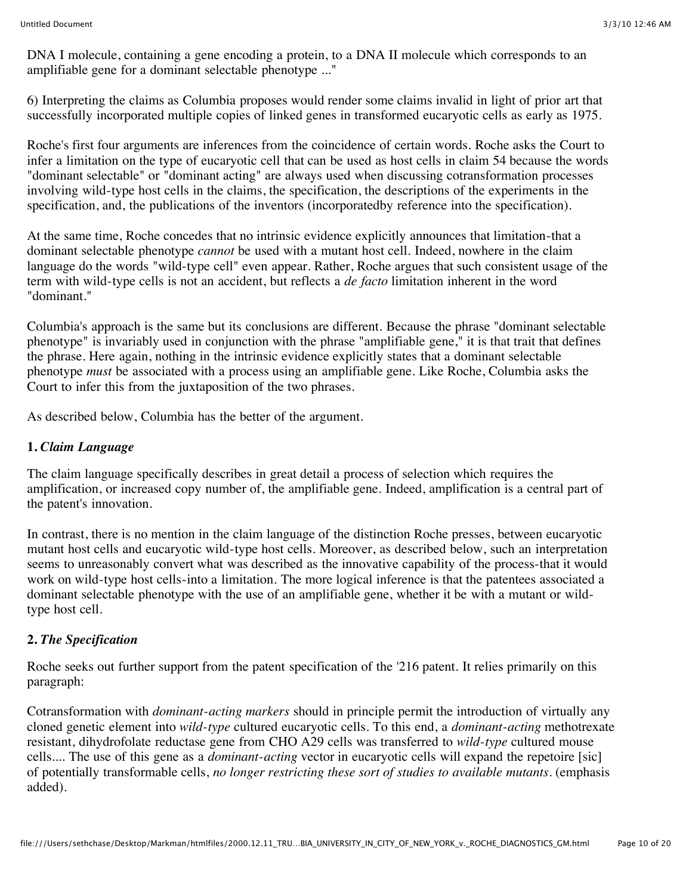DNA I molecule, containing a gene encoding a protein, to a DNA II molecule which corresponds to an amplifiable gene for a dominant selectable phenotype ..."

6) Interpreting the claims as Columbia proposes would render some claims invalid in light of prior art that successfully incorporated multiple copies of linked genes in transformed eucaryotic cells as early as 1975.

Roche's first four arguments are inferences from the coincidence of certain words. Roche asks the Court to infer a limitation on the type of eucaryotic cell that can be used as host cells in claim 54 because the words "dominant selectable" or "dominant acting" are always used when discussing cotransformation processes involving wild-type host cells in the claims, the specification, the descriptions of the experiments in the specification, and, the publications of the inventors (incorporatedby reference into the specification).

At the same time, Roche concedes that no intrinsic evidence explicitly announces that limitation-that a dominant selectable phenotype *cannot* be used with a mutant host cell. Indeed, nowhere in the claim language do the words "wild-type cell" even appear. Rather, Roche argues that such consistent usage of the term with wild-type cells is not an accident, but reflects a *de facto* limitation inherent in the word "dominant."

Columbia's approach is the same but its conclusions are different. Because the phrase "dominant selectable phenotype" is invariably used in conjunction with the phrase "amplifiable gene," it is that trait that defines the phrase. Here again, nothing in the intrinsic evidence explicitly states that a dominant selectable phenotype *must* be associated with a process using an amplifiable gene. Like Roche, Columbia asks the Court to infer this from the juxtaposition of the two phrases.

As described below, Columbia has the better of the argument.

**1.** ***Claim Language***

The claim language specifically describes in great detail a process of selection which requires the amplification, or increased copy number of, the amplifiable gene. Indeed, amplification is a central part of the patent's innovation.

In contrast, there is no mention in the claim language of the distinction Roche presses, between eucaryotic mutant host cells and eucaryotic wild-type host cells. Moreover, as described below, such an interpretation seems to unreasonably convert what was described as the innovative capability of the process-that it would work on wild-type host cells-into a limitation. The more logical inference is that the patentees associated a dominant selectable phenotype with the use of an amplifiable gene, whether it be with a mutant or wild-type host cell.

**2.** ***The Specification***

Roche seeks out further support from the patent specification of the '216 patent. It relies primarily on this paragraph:

Cotransformation with *dominant-acting markers* should in principle permit the introduction of virtually any cloned genetic element into *wild-type* cultured eucaryotic cells. To this end, a *dominant-acting* methotrexate resistant, dihydrofolate reductase gene from CHO A29 cells was transferred to *wild-type* cultured mouse cells.... The use of this gene as a *dominant-acting* vector in eucaryotic cells will expand the repetoire [sic] of potentially transformable cells, *no longer restricting these sort of studies to available mutants*. (emphasis added).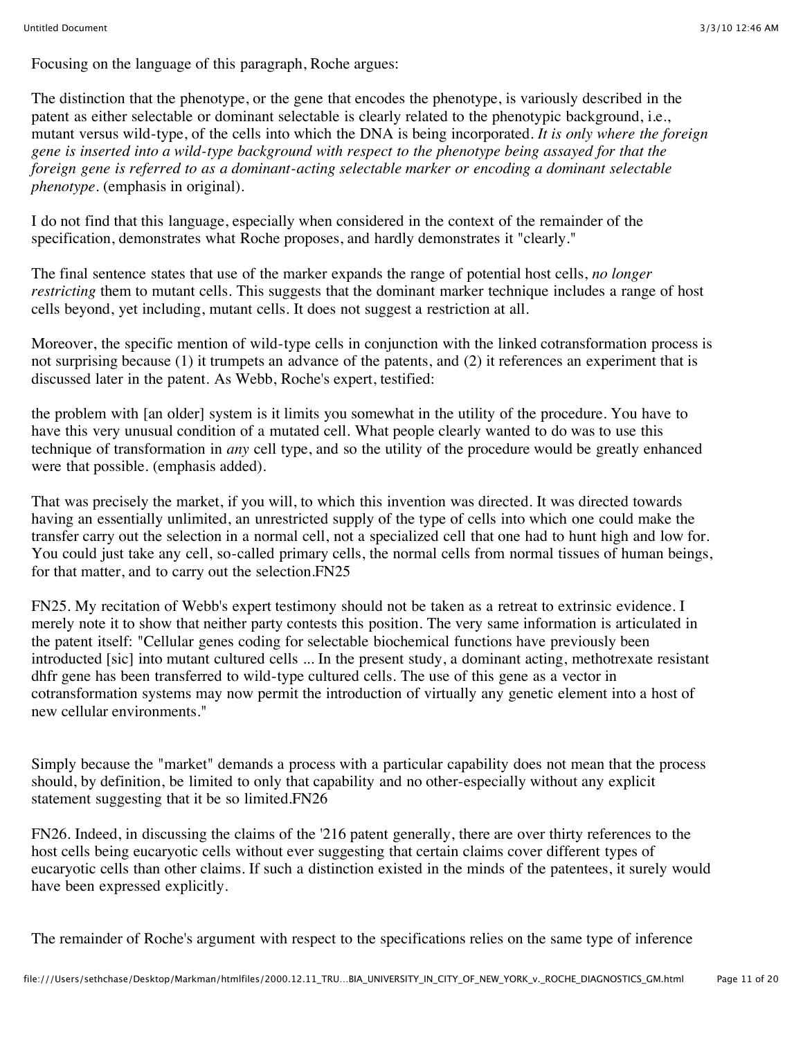Focusing on the language of this paragraph, Roche argues:

The distinction that the phenotype, or the gene that encodes the phenotype, is variously described in the patent as either selectable or dominant selectable is clearly related to the phenotypic background, i.e., mutant versus wild-type, of the cells into which the DNA is being incorporated. *It is only where the foreign gene is inserted into a wild-type background with respect to the phenotype being assayed for that the foreign gene is referred to as a dominant-acting selectable marker or encoding a dominant selectable phenotype*. (emphasis in original).

I do not find that this language, especially when considered in the context of the remainder of the specification, demonstrates what Roche proposes, and hardly demonstrates it "clearly."

The final sentence states that use of the marker expands the range of potential host cells, *no longer restricting* them to mutant cells. This suggests that the dominant marker technique includes a range of host cells beyond, yet including, mutant cells. It does not suggest a restriction at all.

Moreover, the specific mention of wild-type cells in conjunction with the linked cotransformation process is not surprising because (1) it trumpets an advance of the patents, and (2) it references an experiment that is discussed later in the patent. As Webb, Roche's expert, testified:

the problem with [an older] system is it limits you somewhat in the utility of the procedure. You have to have this very unusual condition of a mutated cell. What people clearly wanted to do was to use this technique of transformation in *any* cell type, and so the utility of the procedure would be greatly enhanced were that possible. (emphasis added).

That was precisely the market, if you will, to which this invention was directed. It was directed towards having an essentially unlimited, an unrestricted supply of the type of cells into which one could make the transfer carry out the selection in a normal cell, not a specialized cell that one had to hunt high and low for. You could just take any cell, so-called primary cells, the normal cells from normal tissues of human beings, for that matter, and to carry out the selection.FN25

FN25. My recitation of Webb's expert testimony should not be taken as a retreat to extrinsic evidence. I merely note it to show that neither party contests this position. The very same information is articulated in the patent itself: "Cellular genes coding for selectable biochemical functions have previously been introducted [sic] into mutant cultured cells ... In the present study, a dominant acting, methotrexate resistant dhfr gene has been transferred to wild-type cultured cells. The use of this gene as a vector in cotransformation systems may now permit the introduction of virtually any genetic element into a host of new cellular environments."

Simply because the "market" demands a process with a particular capability does not mean that the process should, by definition, be limited to only that capability and no other-especially without any explicit statement suggesting that it be so limited.FN26

FN26. Indeed, in discussing the claims of the '216 patent generally, there are over thirty references to the host cells being eucaryotic cells without ever suggesting that certain claims cover different types of eucaryotic cells than other claims. If such a distinction existed in the minds of the patentees, it surely would have been expressed explicitly.

The remainder of Roche's argument with respect to the specifications relies on the same type of inference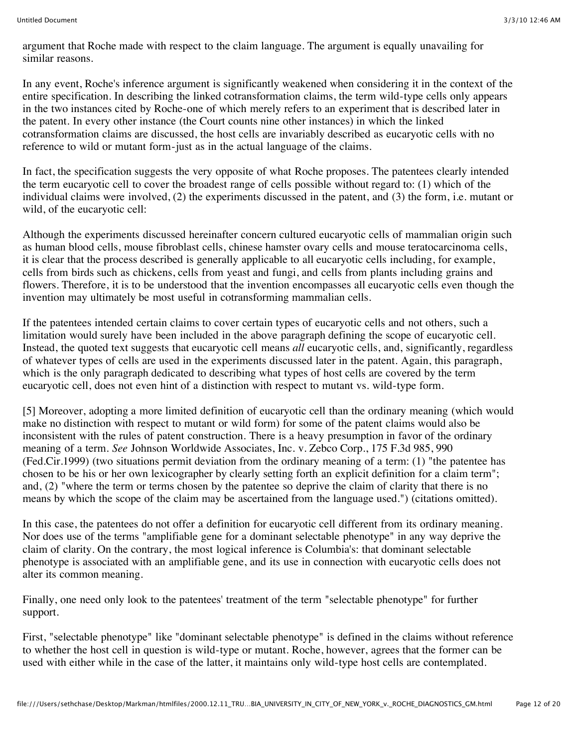argument that Roche made with respect to the claim language. The argument is equally unavailing for similar reasons.

In any event, Roche's inference argument is significantly weakened when considering it in the context of the entire specification. In describing the linked cotransformation claims, the term wild-type cells only appears in the two instances cited by Roche-one of which merely refers to an experiment that is described later in the patent. In every other instance (the Court counts nine other instances) in which the linked cotransformation claims are discussed, the host cells are invariably described as eucaryotic cells with no reference to wild or mutant form-just as in the actual language of the claims.

In fact, the specification suggests the very opposite of what Roche proposes. The patentees clearly intended the term eucaryotic cell to cover the broadest range of cells possible without regard to: (1) which of the individual claims were involved, (2) the experiments discussed in the patent, and (3) the form, i.e. mutant or wild, of the eucaryotic cell:

Although the experiments discussed hereinafter concern cultured eucaryotic cells of mammalian origin such as human blood cells, mouse fibroblast cells, chinese hamster ovary cells and mouse teratocarcinoma cells, it is clear that the process described is generally applicable to all eucaryotic cells including, for example, cells from birds such as chickens, cells from yeast and fungi, and cells from plants including grains and flowers. Therefore, it is to be understood that the invention encompasses all eucaryotic cells even though the invention may ultimately be most useful in cotransforming mammalian cells.

If the patentees intended certain claims to cover certain types of eucaryotic cells and not others, such a limitation would surely have been included in the above paragraph defining the scope of eucaryotic cell. Instead, the quoted text suggests that eucaryotic cell means *all* eucaryotic cells, and, significantly, regardless of whatever types of cells are used in the experiments discussed later in the patent. Again, this paragraph, which is the only paragraph dedicated to describing what types of host cells are covered by the term eucaryotic cell, does not even hint of a distinction with respect to mutant vs. wild-type form.

[5] Moreover, adopting a more limited definition of eucaryotic cell than the ordinary meaning (which would make no distinction with respect to mutant or wild form) for some of the patent claims would also be inconsistent with the rules of patent construction. There is a heavy presumption in favor of the ordinary meaning of a term. *See* Johnson Worldwide Associates, Inc. v. Zebco Corp., 175 F.3d 985, 990 (Fed.Cir.1999) (two situations permit deviation from the ordinary meaning of a term: (1) "the patentee has chosen to be his or her own lexicographer by clearly setting forth an explicit definition for a claim term"; and, (2) "where the term or terms chosen by the patentee so deprive the claim of clarity that there is no means by which the scope of the claim may be ascertained from the language used.") (citations omitted).

In this case, the patentees do not offer a definition for eucaryotic cell different from its ordinary meaning. Nor does use of the terms "amplifiable gene for a dominant selectable phenotype" in any way deprive the claim of clarity. On the contrary, the most logical inference is Columbia's: that dominant selectable phenotype is associated with an amplifiable gene, and its use in connection with eucaryotic cells does not alter its common meaning.

Finally, one need only look to the patentees' treatment of the term "selectable phenotype" for further support.

First, "selectable phenotype" like "dominant selectable phenotype" is defined in the claims without reference to whether the host cell in question is wild-type or mutant. Roche, however, agrees that the former can be used with either while in the case of the latter, it maintains only wild-type host cells are contemplated.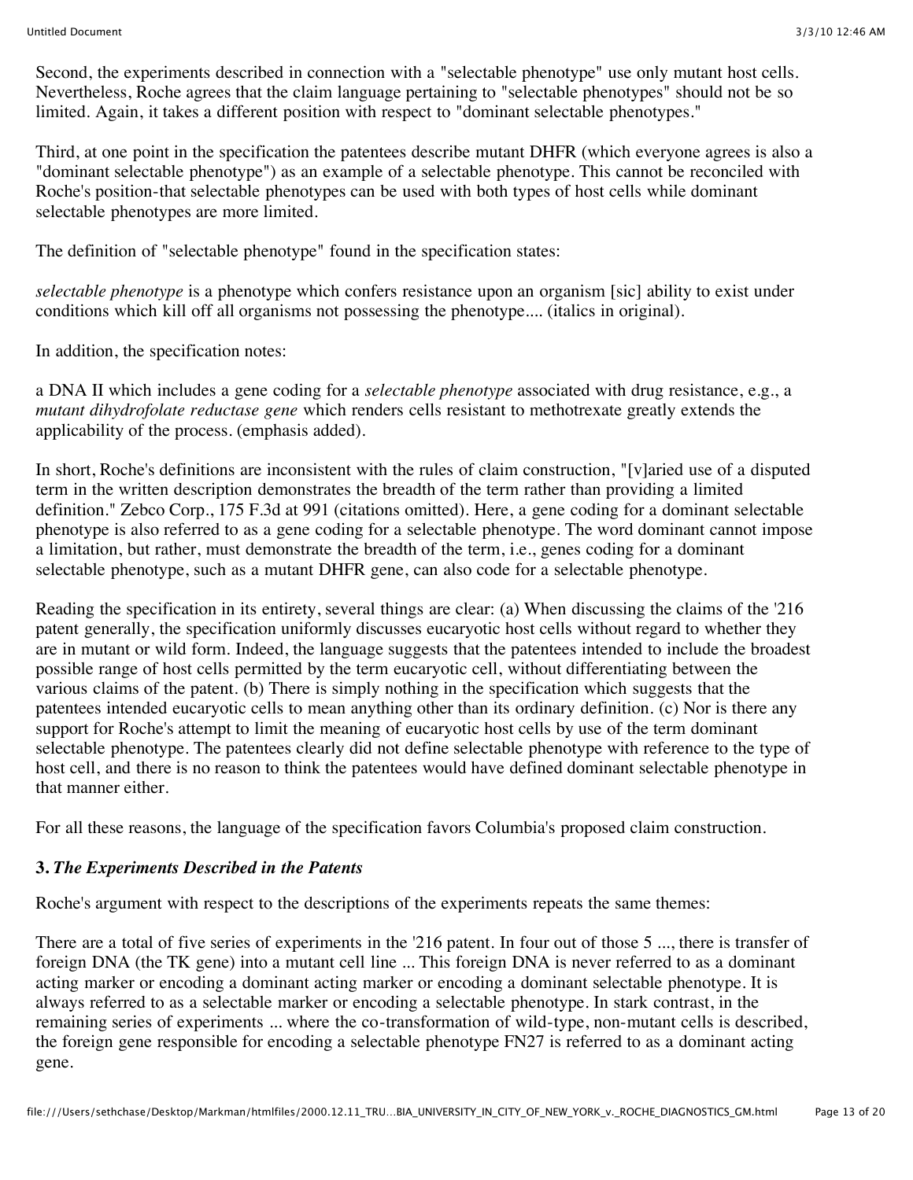Second, the experiments described in connection with a "selectable phenotype" use only mutant host cells. Nevertheless, Roche agrees that the claim language pertaining to "selectable phenotypes" should not be so limited. Again, it takes a different position with respect to "dominant selectable phenotypes."

Third, at one point in the specification the patentees describe mutant DHFR (which everyone agrees is also a "dominant selectable phenotype") as an example of a selectable phenotype. This cannot be reconciled with Roche's position-that selectable phenotypes can be used with both types of host cells while dominant selectable phenotypes are more limited.

The definition of "selectable phenotype" found in the specification states:

*selectable phenotype* is a phenotype which confers resistance upon an organism [sic] ability to exist under conditions which kill off all organisms not possessing the phenotype.... (italics in original).

In addition, the specification notes:

a DNA II which includes a gene coding for a *selectable phenotype* associated with drug resistance, e.g., a *mutant dihydrofolate reductase gene* which renders cells resistant to methotrexate greatly extends the applicability of the process. (emphasis added).

In short, Roche's definitions are inconsistent with the rules of claim construction, "[v]aried use of a disputed term in the written description demonstrates the breadth of the term rather than providing a limited definition." Zebco Corp., 175 F.3d at 991 (citations omitted). Here, a gene coding for a dominant selectable phenotype is also referred to as a gene coding for a selectable phenotype. The word dominant cannot impose a limitation, but rather, must demonstrate the breadth of the term, i.e., genes coding for a dominant selectable phenotype, such as a mutant DHFR gene, can also code for a selectable phenotype.

Reading the specification in its entirety, several things are clear: (a) When discussing the claims of the '216 patent generally, the specification uniformly discusses eucaryotic host cells without regard to whether they are in mutant or wild form. Indeed, the language suggests that the patentees intended to include the broadest possible range of host cells permitted by the term eucaryotic cell, without differentiating between the various claims of the patent. (b) There is simply nothing in the specification which suggests that the patentees intended eucaryotic cells to mean anything other than its ordinary definition. (c) Nor is there any support for Roche's attempt to limit the meaning of eucaryotic host cells by use of the term dominant selectable phenotype. The patentees clearly did not define selectable phenotype with reference to the type of host cell, and there is no reason to think the patentees would have defined dominant selectable phenotype in that manner either.

For all these reasons, the language of the specification favors Columbia's proposed claim construction.

### 3. *The Experiments Described in the Patents*

Roche's argument with respect to the descriptions of the experiments repeats the same themes:

There are a total of five series of experiments in the '216 patent. In four out of those 5 ..., there is transfer of foreign DNA (the TK gene) into a mutant cell line ... This foreign DNA is never referred to as a dominant acting marker or encoding a dominant acting marker or encoding a dominant selectable phenotype. It is always referred to as a selectable marker or encoding a selectable phenotype. In stark contrast, in the remaining series of experiments ... where the co-transformation of wild-type, non-mutant cells is described, the foreign gene responsible for encoding a selectable phenotype FN27 is referred to as a dominant acting gene.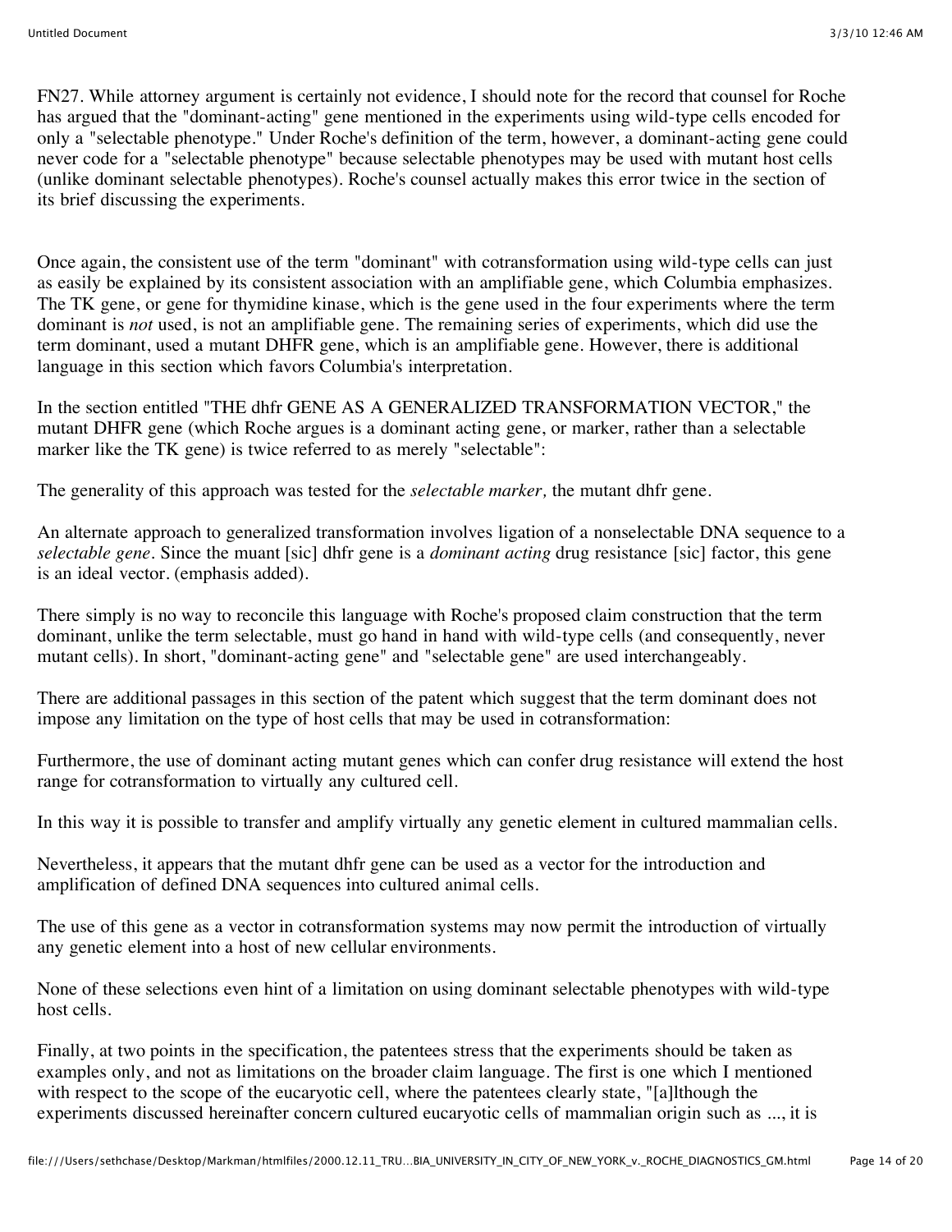FN27. While attorney argument is certainly not evidence, I should note for the record that counsel for Roche has argued that the "dominant-acting" gene mentioned in the experiments using wild-type cells encoded for only a "selectable phenotype." Under Roche's definition of the term, however, a dominant-acting gene could never code for a "selectable phenotype" because selectable phenotypes may be used with mutant host cells (unlike dominant selectable phenotypes). Roche's counsel actually makes this error twice in the section of its brief discussing the experiments.

Once again, the consistent use of the term "dominant" with cotransformation using wild-type cells can just as easily be explained by its consistent association with an amplifiable gene, which Columbia emphasizes. The TK gene, or gene for thymidine kinase, which is the gene used in the four experiments where the term dominant is *not* used, is not an amplifiable gene. The remaining series of experiments, which did use the term dominant, used a mutant DHFR gene, which is an amplifiable gene. However, there is additional language in this section which favors Columbia's interpretation.

In the section entitled "THE dhfr GENE AS A GENERALIZED TRANSFORMATION VECTOR," the mutant DHFR gene (which Roche argues is a dominant acting gene, or marker, rather than a selectable marker like the TK gene) is twice referred to as merely "selectable":

The generality of this approach was tested for the *selectable marker,* the mutant dhfr gene.

An alternate approach to generalized transformation involves ligation of a nonselectable DNA sequence to a *selectable gene*. Since the muant [sic] dhfr gene is a *dominant acting* drug resistance [sic] factor, this gene is an ideal vector. (emphasis added).

There simply is no way to reconcile this language with Roche's proposed claim construction that the term dominant, unlike the term selectable, must go hand in hand with wild-type cells (and consequently, never mutant cells). In short, "dominant-acting gene" and "selectable gene" are used interchangeably.

There are additional passages in this section of the patent which suggest that the term dominant does not impose any limitation on the type of host cells that may be used in cotransformation:

Furthermore, the use of dominant acting mutant genes which can confer drug resistance will extend the host range for cotransformation to virtually any cultured cell.

In this way it is possible to transfer and amplify virtually any genetic element in cultured mammalian cells.

Nevertheless, it appears that the mutant dhfr gene can be used as a vector for the introduction and amplification of defined DNA sequences into cultured animal cells.

The use of this gene as a vector in cotransformation systems may now permit the introduction of virtually any genetic element into a host of new cellular environments.

None of these selections even hint of a limitation on using dominant selectable phenotypes with wild-type host cells.

Finally, at two points in the specification, the patentees stress that the experiments should be taken as examples only, and not as limitations on the broader claim language. The first is one which I mentioned with respect to the scope of the eucaryotic cell, where the patentees clearly state, "[a]lthough the experiments discussed hereinafter concern cultured eucaryotic cells of mammalian origin such as ..., it is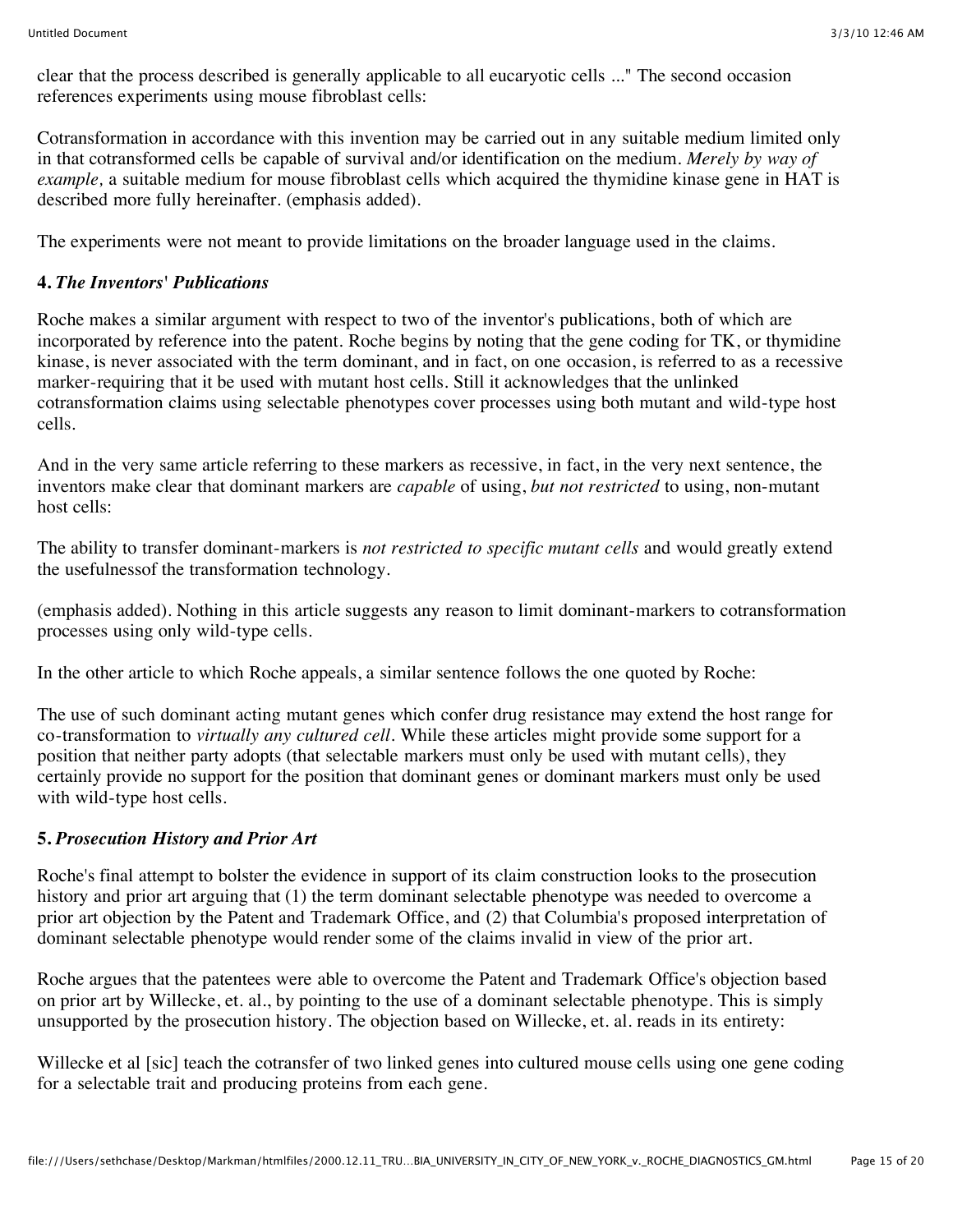clear that the process described is generally applicable to all eucaryotic cells ..." The second occasion references experiments using mouse fibroblast cells:

Cotransformation in accordance with this invention may be carried out in any suitable medium limited only in that cotransformed cells be capable of survival and/or identification on the medium. *Merely by way of example,* a suitable medium for mouse fibroblast cells which acquired the thymidine kinase gene in HAT is described more fully hereinafter. (emphasis added).

The experiments were not meant to provide limitations on the broader language used in the claims.

#### **4.** ***The Inventors' Publications***

Roche makes a similar argument with respect to two of the inventor's publications, both of which are incorporated by reference into the patent. Roche begins by noting that the gene coding for TK, or thymidine kinase, is never associated with the term dominant, and in fact, on one occasion, is referred to as a recessive marker-requiring that it be used with mutant host cells. Still it acknowledges that the unlinked cotransformation claims using selectable phenotypes cover processes using both mutant and wild-type host cells.

And in the very same article referring to these markers as recessive, in fact, in the very next sentence, the inventors make clear that dominant markers are *capable* of using, *but not restricted* to using, non-mutant host cells:

The ability to transfer dominant-markers is *not restricted to specific mutant cells* and would greatly extend the usefulnessof the transformation technology.

(emphasis added). Nothing in this article suggests any reason to limit dominant-markers to cotransformation processes using only wild-type cells.

In the other article to which Roche appeals, a similar sentence follows the one quoted by Roche:

The use of such dominant acting mutant genes which confer drug resistance may extend the host range for co-transformation to *virtually any cultured cell.* While these articles might provide some support for a position that neither party adopts (that selectable markers must only be used with mutant cells), they certainly provide no support for the position that dominant genes or dominant markers must only be used with wild-type host cells.

#### **5.** ***Prosecution History and Prior Art***

Roche's final attempt to bolster the evidence in support of its claim construction looks to the prosecution history and prior art arguing that (1) the term dominant selectable phenotype was needed to overcome a prior art objection by the Patent and Trademark Office, and (2) that Columbia's proposed interpretation of dominant selectable phenotype would render some of the claims invalid in view of the prior art.

Roche argues that the patentees were able to overcome the Patent and Trademark Office's objection based on prior art by Willecke, et. al., by pointing to the use of a dominant selectable phenotype. This is simply unsupported by the prosecution history. The objection based on Willecke, et. al. reads in its entirety:

Willecke et al [sic] teach the cotransfer of two linked genes into cultured mouse cells using one gene coding for a selectable trait and producing proteins from each gene.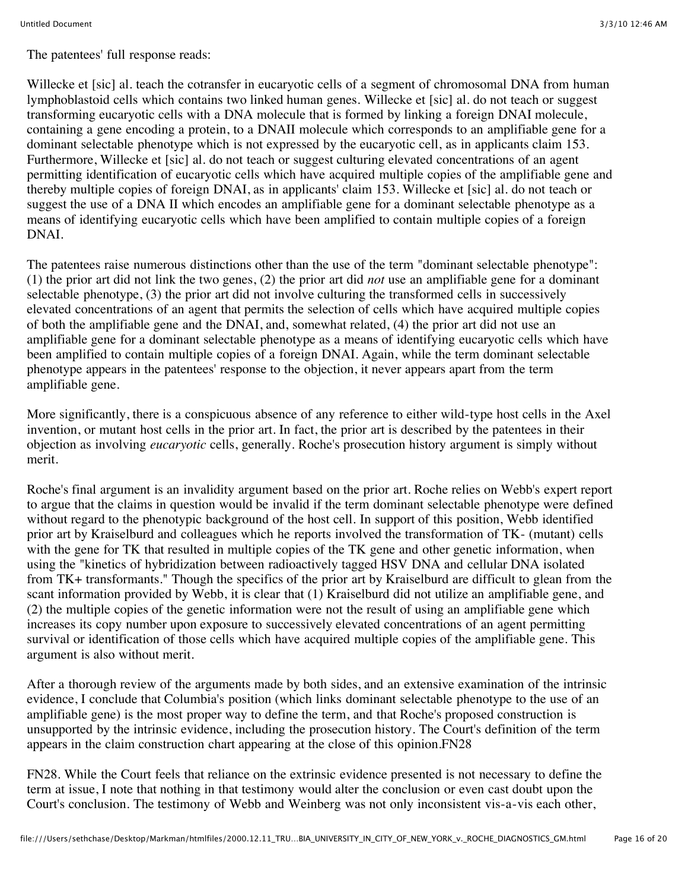The patentees' full response reads:

Willecke et [sic] al. teach the cotransfer in eucaryotic cells of a segment of chromosomal DNA from human lymphoblastoid cells which contains two linked human genes. Willecke et [sic] al. do not teach or suggest transforming eucaryotic cells with a DNA molecule that is formed by linking a foreign DNAI molecule, containing a gene encoding a protein, to a DNAII molecule which corresponds to an amplifiable gene for a dominant selectable phenotype which is not expressed by the eucaryotic cell, as in applicants claim 153. Furthermore, Willecke et [sic] al. do not teach or suggest culturing elevated concentrations of an agent permitting identification of eucaryotic cells which have acquired multiple copies of the amplifiable gene and thereby multiple copies of foreign DNAI, as in applicants' claim 153. Willecke et [sic] al. do not teach or suggest the use of a DNA II which encodes an amplifiable gene for a dominant selectable phenotype as a means of identifying eucaryotic cells which have been amplified to contain multiple copies of a foreign DNAI.

The patentees raise numerous distinctions other than the use of the term "dominant selectable phenotype": (1) the prior art did not link the two genes, (2) the prior art did *not* use an amplifiable gene for a dominant selectable phenotype, (3) the prior art did not involve culturing the transformed cells in successively elevated concentrations of an agent that permits the selection of cells which have acquired multiple copies of both the amplifiable gene and the DNAI, and, somewhat related, (4) the prior art did not use an amplifiable gene for a dominant selectable phenotype as a means of identifying eucaryotic cells which have been amplified to contain multiple copies of a foreign DNAI. Again, while the term dominant selectable phenotype appears in the patentees' response to the objection, it never appears apart from the term amplifiable gene.

More significantly, there is a conspicuous absence of any reference to either wild-type host cells in the Axel invention, or mutant host cells in the prior art. In fact, the prior art is described by the patentees in their objection as involving *eucaryotic* cells, generally. Roche's prosecution history argument is simply without merit.

Roche's final argument is an invalidity argument based on the prior art. Roche relies on Webb's expert report to argue that the claims in question would be invalid if the term dominant selectable phenotype were defined without regard to the phenotypic background of the host cell. In support of this position, Webb identified prior art by Kraiselburd and colleagues which he reports involved the transformation of TK- (mutant) cells with the gene for TK that resulted in multiple copies of the TK gene and other genetic information, when using the "kinetics of hybridization between radioactively tagged HSV DNA and cellular DNA isolated from TK+ transformants." Though the specifics of the prior art by Kraiselburd are difficult to glean from the scant information provided by Webb, it is clear that (1) Kraiselburd did not utilize an amplifiable gene, and (2) the multiple copies of the genetic information were not the result of using an amplifiable gene which increases its copy number upon exposure to successively elevated concentrations of an agent permitting survival or identification of those cells which have acquired multiple copies of the amplifiable gene. This argument is also without merit.

After a thorough review of the arguments made by both sides, and an extensive examination of the intrinsic evidence, I conclude that Columbia's position (which links dominant selectable phenotype to the use of an amplifiable gene) is the most proper way to define the term, and that Roche's proposed construction is unsupported by the intrinsic evidence, including the prosecution history. The Court's definition of the term appears in the claim construction chart appearing at the close of this opinion.FN28

FN28. While the Court feels that reliance on the extrinsic evidence presented is not necessary to define the term at issue, I note that nothing in that testimony would alter the conclusion or even cast doubt upon the Court's conclusion. The testimony of Webb and Weinberg was not only inconsistent vis-a-vis each other,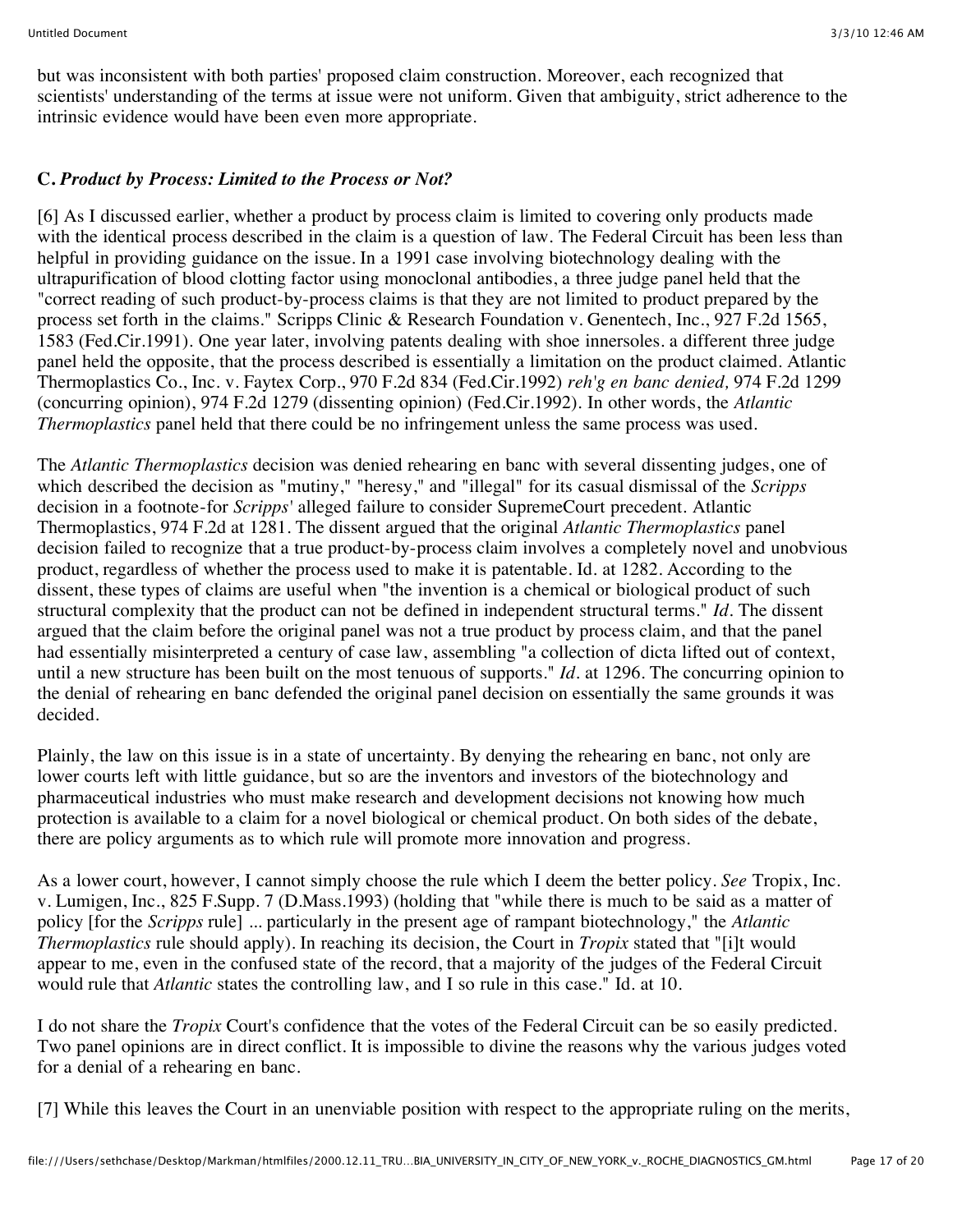but was inconsistent with both parties' proposed claim construction. Moreover, each recognized that scientists' understanding of the terms at issue were not uniform. Given that ambiguity, strict adherence to the intrinsic evidence would have been even more appropriate.

### C. *Product by Process: Limited to the Process or Not?*

[6] As I discussed earlier, whether a product by process claim is limited to covering only products made with the identical process described in the claim is a question of law. The Federal Circuit has been less than helpful in providing guidance on the issue. In a 1991 case involving biotechnology dealing with the ultrapurification of blood clotting factor using monoclonal antibodies, a three judge panel held that the "correct reading of such product-by-process claims is that they are not limited to product prepared by the process set forth in the claims." Scripps Clinic & Research Foundation v. Genentech, Inc., 927 F.2d 1565, 1583 (Fed.Cir.1991). One year later, involving patents dealing with shoe innersoles. a different three judge panel held the opposite, that the process described is essentially a limitation on the product claimed. Atlantic Thermoplastics Co., Inc. v. Faytex Corp., 970 F.2d 834 (Fed.Cir.1992) *reh'g en banc denied,* 974 F.2d 1299 (concurring opinion), 974 F.2d 1279 (dissenting opinion) (Fed.Cir.1992). In other words, the *Atlantic Thermoplastics* panel held that there could be no infringement unless the same process was used.

The *Atlantic Thermoplastics* decision was denied rehearing en banc with several dissenting judges, one of which described the decision as "mutiny," "heresy," and "illegal" for its casual dismissal of the *Scripps* decision in a footnote-for *Scripps'* alleged failure to consider SupremeCourt precedent. Atlantic Thermoplastics, 974 F.2d at 1281. The dissent argued that the original *Atlantic Thermoplastics* panel decision failed to recognize that a true product-by-process claim involves a completely novel and unobvious product, regardless of whether the process used to make it is patentable. Id. at 1282. According to the dissent, these types of claims are useful when "the invention is a chemical or biological product of such structural complexity that the product can not be defined in independent structural terms." *Id.* The dissent argued that the claim before the original panel was not a true product by process claim, and that the panel had essentially misinterpreted a century of case law, assembling "a collection of dicta lifted out of context, until a new structure has been built on the most tenuous of supports." *Id.* at 1296. The concurring opinion to the denial of rehearing en banc defended the original panel decision on essentially the same grounds it was decided.

Plainly, the law on this issue is in a state of uncertainty. By denying the rehearing en banc, not only are lower courts left with little guidance, but so are the inventors and investors of the biotechnology and pharmaceutical industries who must make research and development decisions not knowing how much protection is available to a claim for a novel biological or chemical product. On both sides of the debate, there are policy arguments as to which rule will promote more innovation and progress.

As a lower court, however, I cannot simply choose the rule which I deem the better policy. *See* Tropix, Inc. v. Lumigen, Inc., 825 F.Supp. 7 (D.Mass.1993) (holding that "while there is much to be said as a matter of policy [for the *Scripps* rule] ... particularly in the present age of rampant biotechnology," the *Atlantic Thermoplastics* rule should apply). In reaching its decision, the Court in *Tropix* stated that "[i]t would appear to me, even in the confused state of the record, that a majority of the judges of the Federal Circuit would rule that *Atlantic* states the controlling law, and I so rule in this case." Id. at 10.

I do not share the *Tropix* Court's confidence that the votes of the Federal Circuit can be so easily predicted. Two panel opinions are in direct conflict. It is impossible to divine the reasons why the various judges voted for a denial of a rehearing en banc.

[7] While this leaves the Court in an unenviable position with respect to the appropriate ruling on the merits,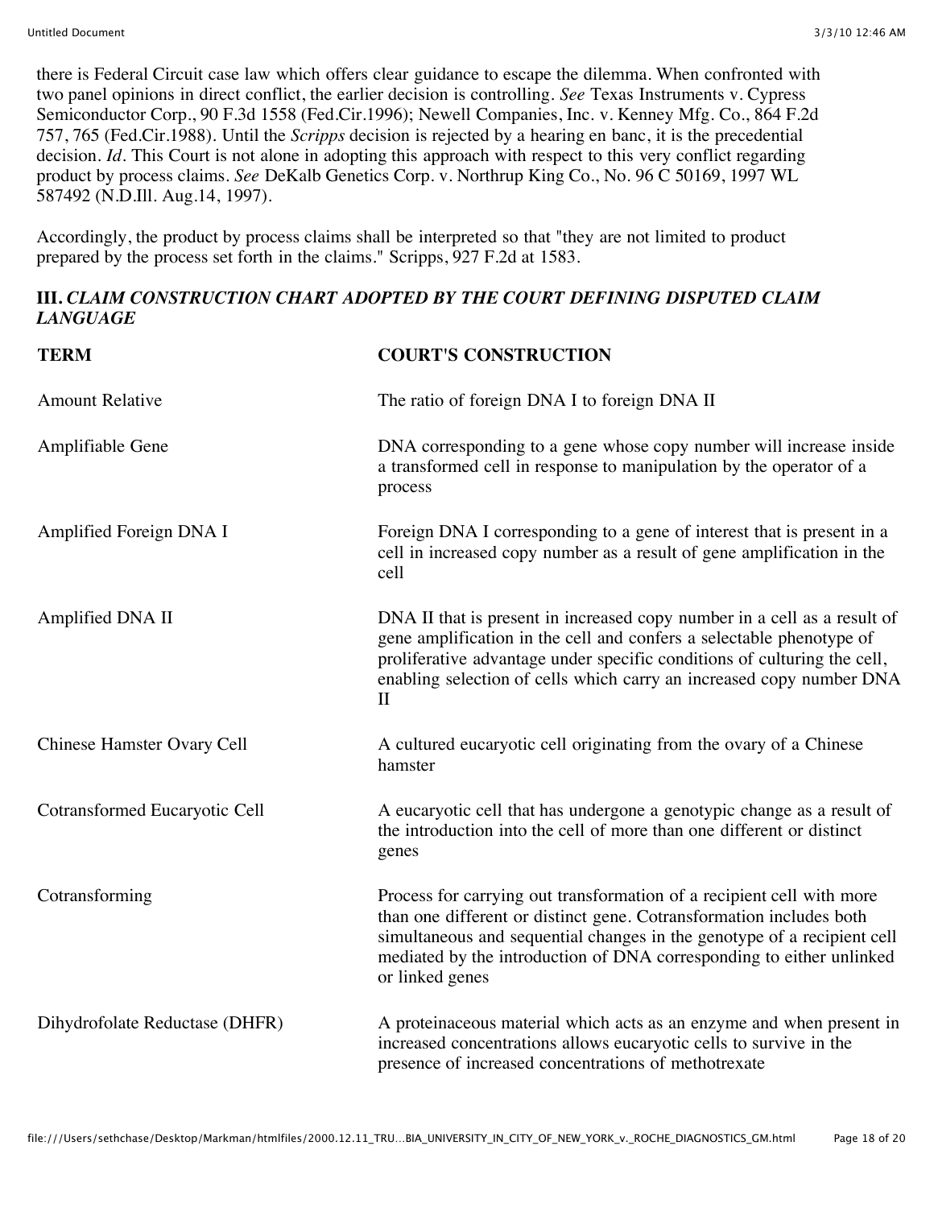there is Federal Circuit case law which offers clear guidance to escape the dilemma. When confronted with two panel opinions in direct conflict, the earlier decision is controlling. *See* Texas Instruments v. Cypress Semiconductor Corp., 90 F.3d 1558 (Fed.Cir.1996); Newell Companies, Inc. v. Kenney Mfg. Co., 864 F.2d 757, 765 (Fed.Cir.1988). Until the *Scripps* decision is rejected by a hearing en banc, it is the precedential decision. *Id*. This Court is not alone in adopting this approach with respect to this very conflict regarding product by process claims. *See* DeKalb Genetics Corp. v. Northrup King Co., No. 96 C 50169, 1997 WL 587492 (N.D.Ill. Aug.14, 1997).

Accordingly, the product by process claims shall be interpreted so that "they are not limited to product prepared by the process set forth in the claims." Scripps, 927 F.2d at 1583.

### III. *CLAIM CONSTRUCTION CHART ADOPTED BY THE COURT DEFINING DISPUTED CLAIM LANGUAGE*

| TERM | COURT'S CONSTRUCTION |
|---|---|
| Amount Relative | The ratio of foreign DNA I to foreign DNA II |
| Amplifiable Gene | DNA corresponding to a gene whose copy number will increase inside a transformed cell in response to manipulation by the operator of a process |
| Amplified Foreign DNA I | Foreign DNA I corresponding to a gene of interest that is present in a cell in increased copy number as a result of gene amplification in the cell |
| Amplified DNA II | DNA II that is present in increased copy number in a cell as a result of gene amplification in the cell and confers a selectable phenotype of proliferative advantage under specific conditions of culturing the cell, enabling selection of cells which carry an increased copy number DNA II |
| Chinese Hamster Ovary Cell | A cultured eucaryotic cell originating from the ovary of a Chinese hamster |
| Cotransformed Eucaryotic Cell | A eucaryotic cell that has undergone a genotypic change as a result of the introduction into the cell of more than one different or distinct genes |
| Cotransforming | Process for carrying out transformation of a recipient cell with more than one different or distinct gene. Cotransformation includes both simultaneous and sequential changes in the genotype of a recipient cell mediated by the introduction of DNA corresponding to either unlinked or linked genes |
| Dihydrofolate Reductase (DHFR) | A proteinaceous material which acts as an enzyme and when present in increased concentrations allows eucaryotic cells to survive in the presence of increased concentrations of methotrexate |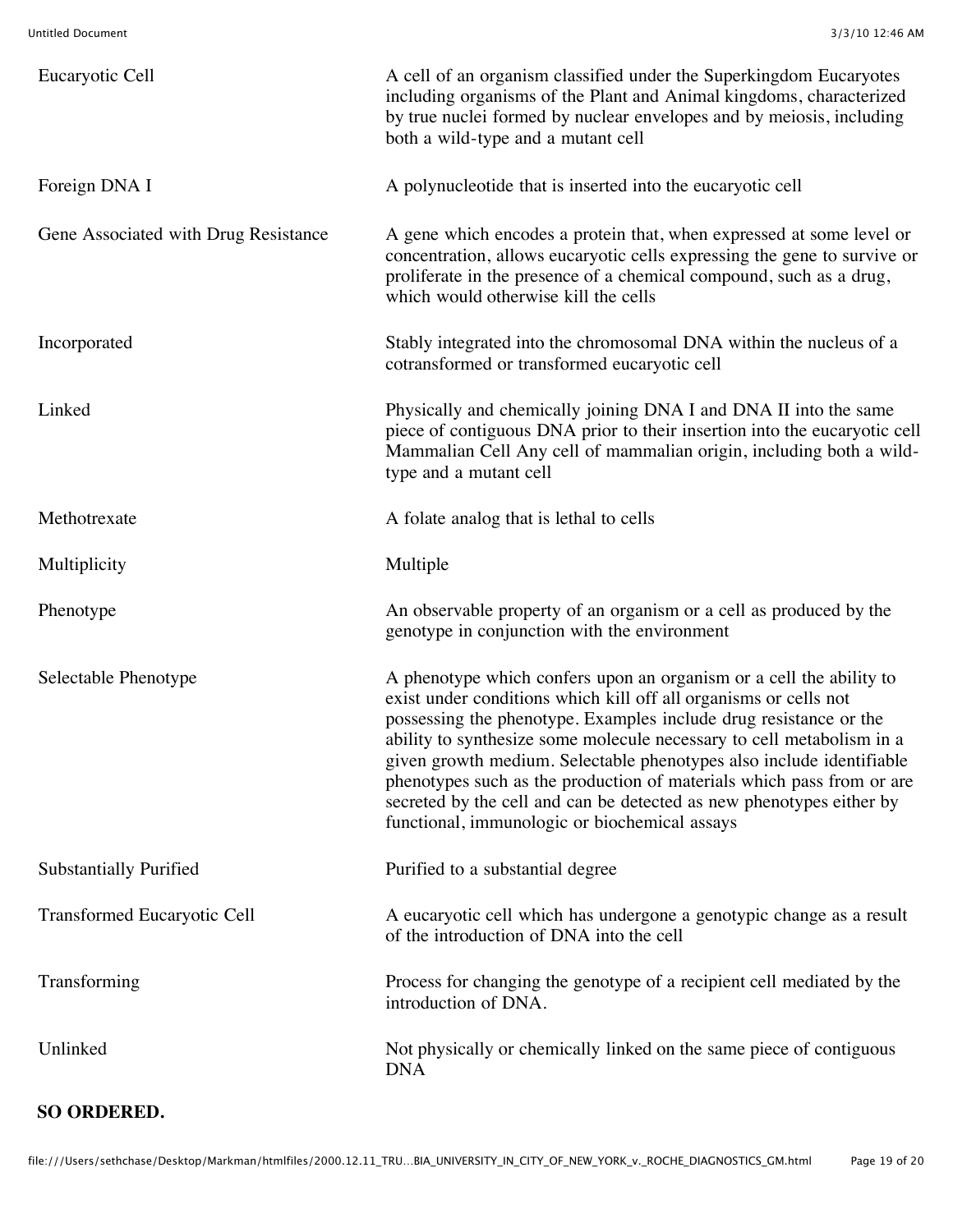| | |
|---|---|
| Eucaryotic Cell | A cell of an organism classified under the Superkingdom Eucaryotes including organisms of the Plant and Animal kingdoms, characterized by true nuclei formed by nuclear envelopes and by meiosis, including both a wild-type and a mutant cell |
| Foreign DNA I | A polynucleotide that is inserted into the eucaryotic cell |
| Gene Associated with Drug Resistance | A gene which encodes a protein that, when expressed at some level or concentration, allows eucaryotic cells expressing the gene to survive or proliferate in the presence of a chemical compound, such as a drug, which would otherwise kill the cells |
| Incorporated | Stably integrated into the chromosomal DNA within the nucleus of a cotransformed or transformed eucaryotic cell |
| Linked | Physically and chemically joining DNA I and DNA II into the same piece of contiguous DNA prior to their insertion into the eucaryotic cell Mammalian Cell Any cell of mammalian origin, including both a wild-type and a mutant cell |
| Methotrexate | A folate analog that is lethal to cells |
| Multiplicity | Multiple |
| Phenotype | An observable property of an organism or a cell as produced by the genotype in conjunction with the environment |
| Selectable Phenotype | A phenotype which confers upon an organism or a cell the ability to exist under conditions which kill off all organisms or cells not possessing the phenotype. Examples include drug resistance or the ability to synthesize some molecule necessary to cell metabolism in a given growth medium. Selectable phenotypes also include identifiable phenotypes such as the production of materials which pass from or are secreted by the cell and can be detected as new phenotypes either by functional, immunologic or biochemical assays |
| Substantially Purified | Purified to a substantial degree |
| Transformed Eucaryotic Cell | A eucaryotic cell which has undergone a genotypic change as a result of the introduction of DNA into the cell |
| Transforming | Process for changing the genotype of a recipient cell mediated by the introduction of DNA. |
| Unlinked | Not physically or chemically linked on the same piece of contiguous DNA |

**SO ORDERED.**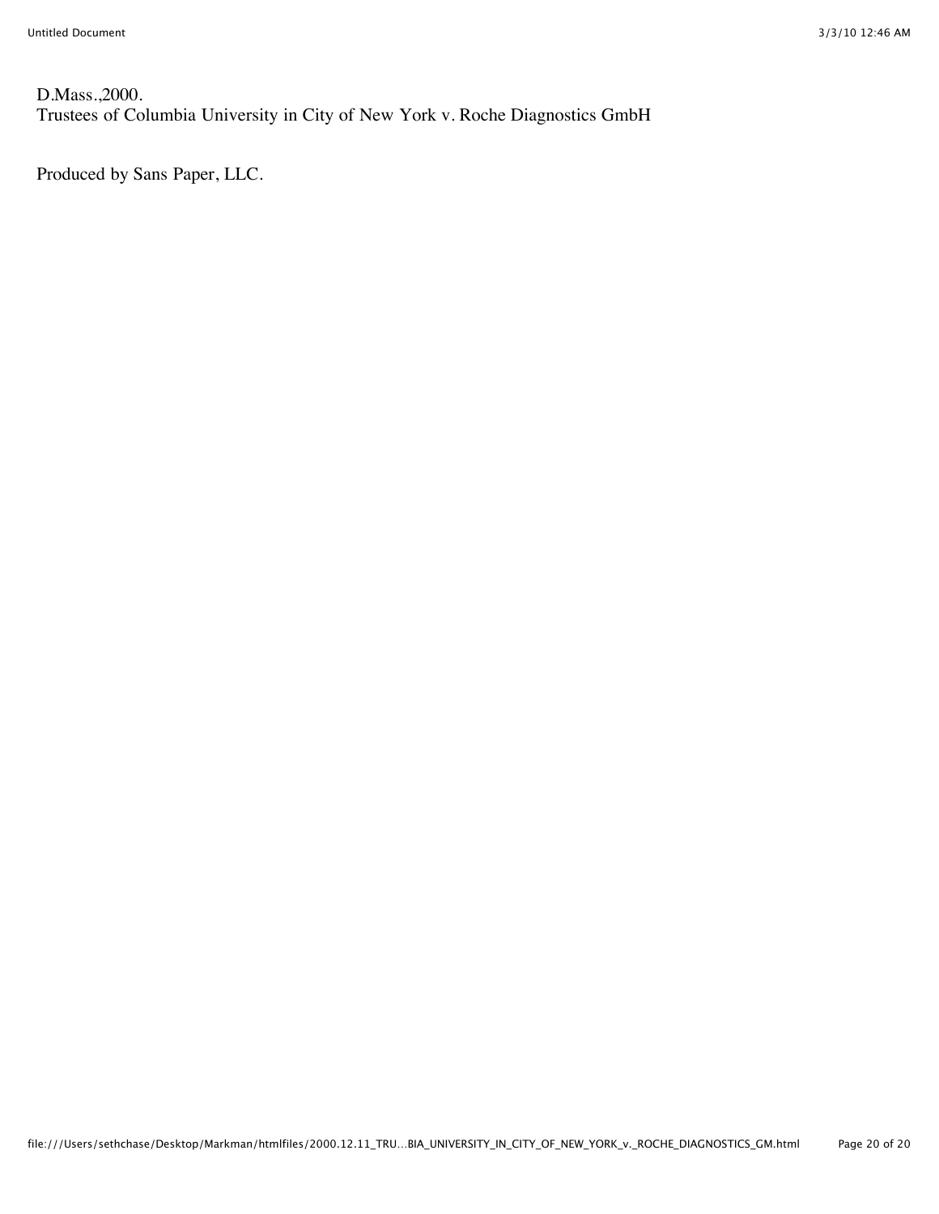D.Mass.,2000.
Trustees of Columbia University in City of New York v. Roche Diagnostics GmbH

Produced by Sans Paper, LLC.